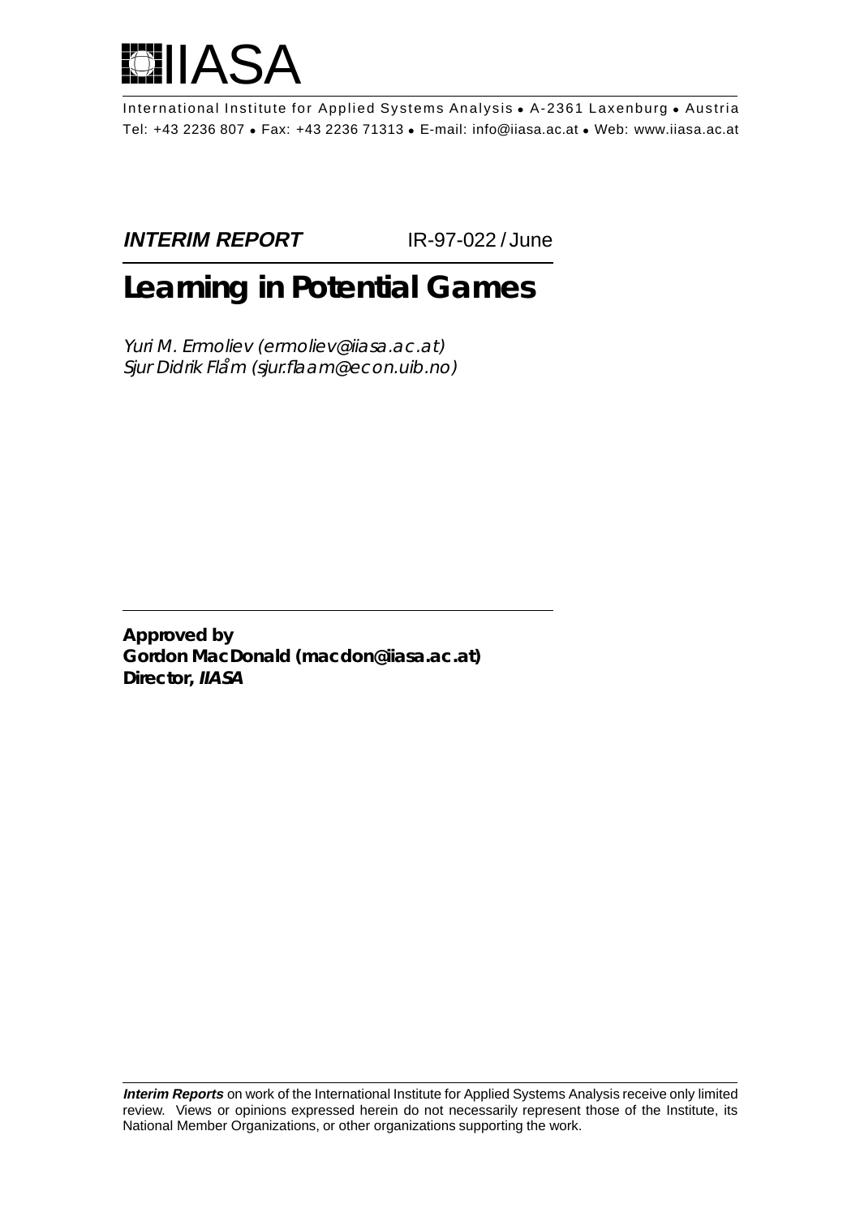IIASA

International Institute for Applied Systems Analysis • A-2361 Laxenburg • Austria
Tel: +43 2236 807 • Fax: +43 2236 71313 • E-mail: info@iiasa.ac.at • Web: www.iiasa.ac.at

***INTERIM REPORT*** IR-97-022 / June

# Learning in Potential Games

*Yuri M. Ermoliev (ermoliev@iiasa.ac.at)*
*Sjur Didrik Flåm (sjur.flaam@econ.uib.no)*

**Approved by**
**Gordon MacDonald (macdon@iiasa.ac.at)**
**Director, *IIASA***

***Interim Reports*** on work of the International Institute for Applied Systems Analysis receive only limited review. Views or opinions expressed herein do not necessarily represent those of the Institute, its National Member Organizations, or other organizations supporting the work.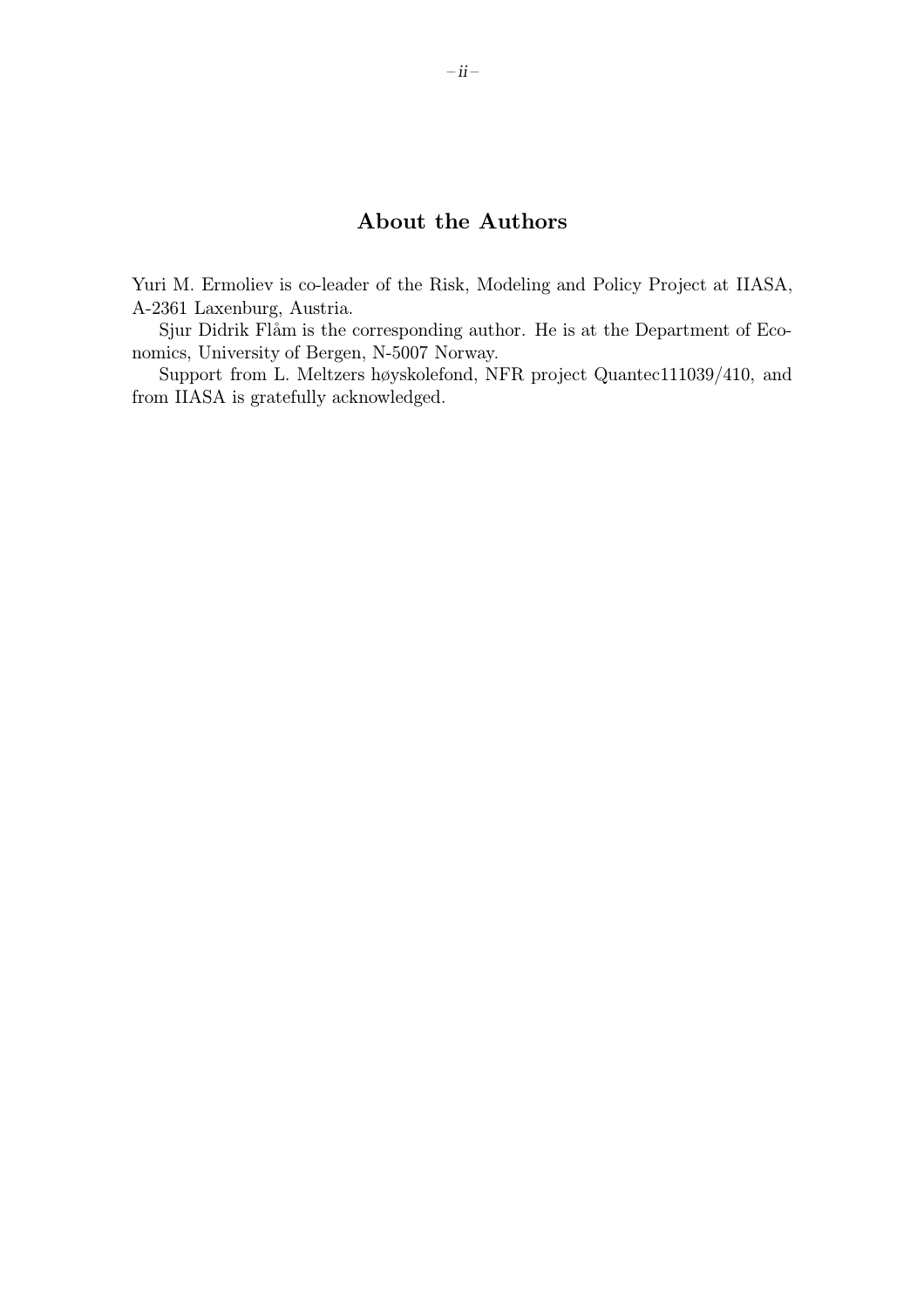## About the Authors

Yuri M. Ermoliev is co-leader of the Risk, Modeling and Policy Project at IIASA, A-2361 Laxenburg, Austria.

Sjur Didrik Flåm is the corresponding author. He is at the Department of Economics, University of Bergen, N-5007 Norway.

Support from L. Meltzers høyskolefond, NFR project Quantec111039/410, and from IIASA is gratefully acknowledged.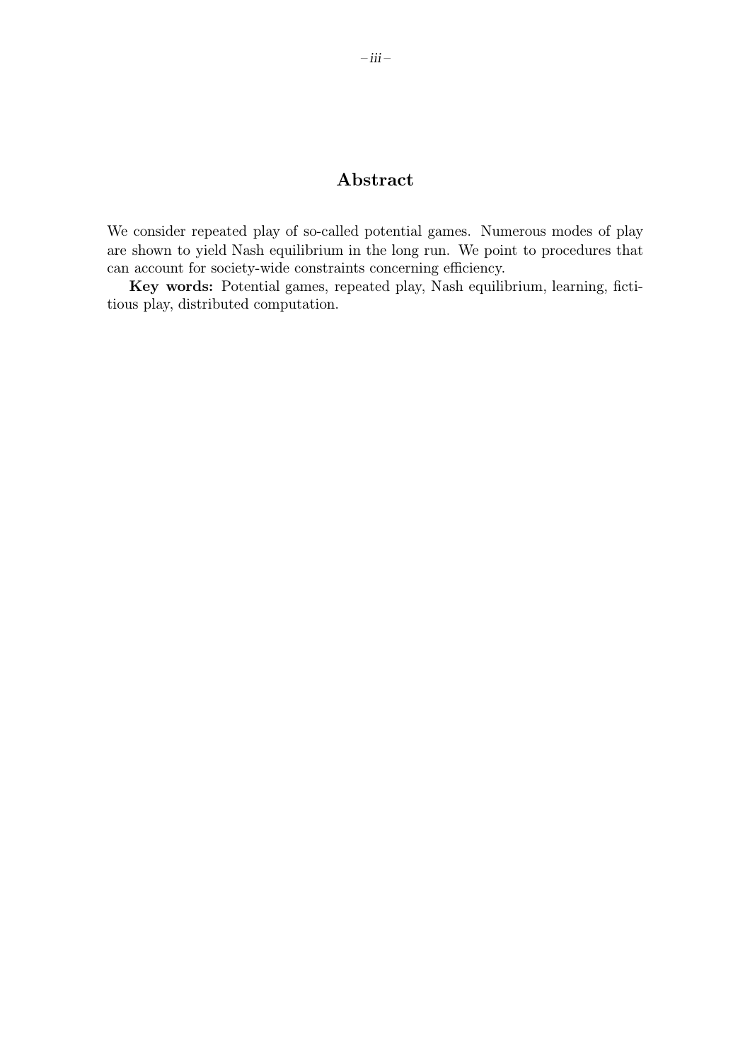## Abstract

We consider repeated play of so-called potential games. Numerous modes of play are shown to yield Nash equilibrium in the long run. We point to procedures that can account for society-wide constraints concerning efficiency.

**Key words:** Potential games, repeated play, Nash equilibrium, learning, fictitious play, distributed computation.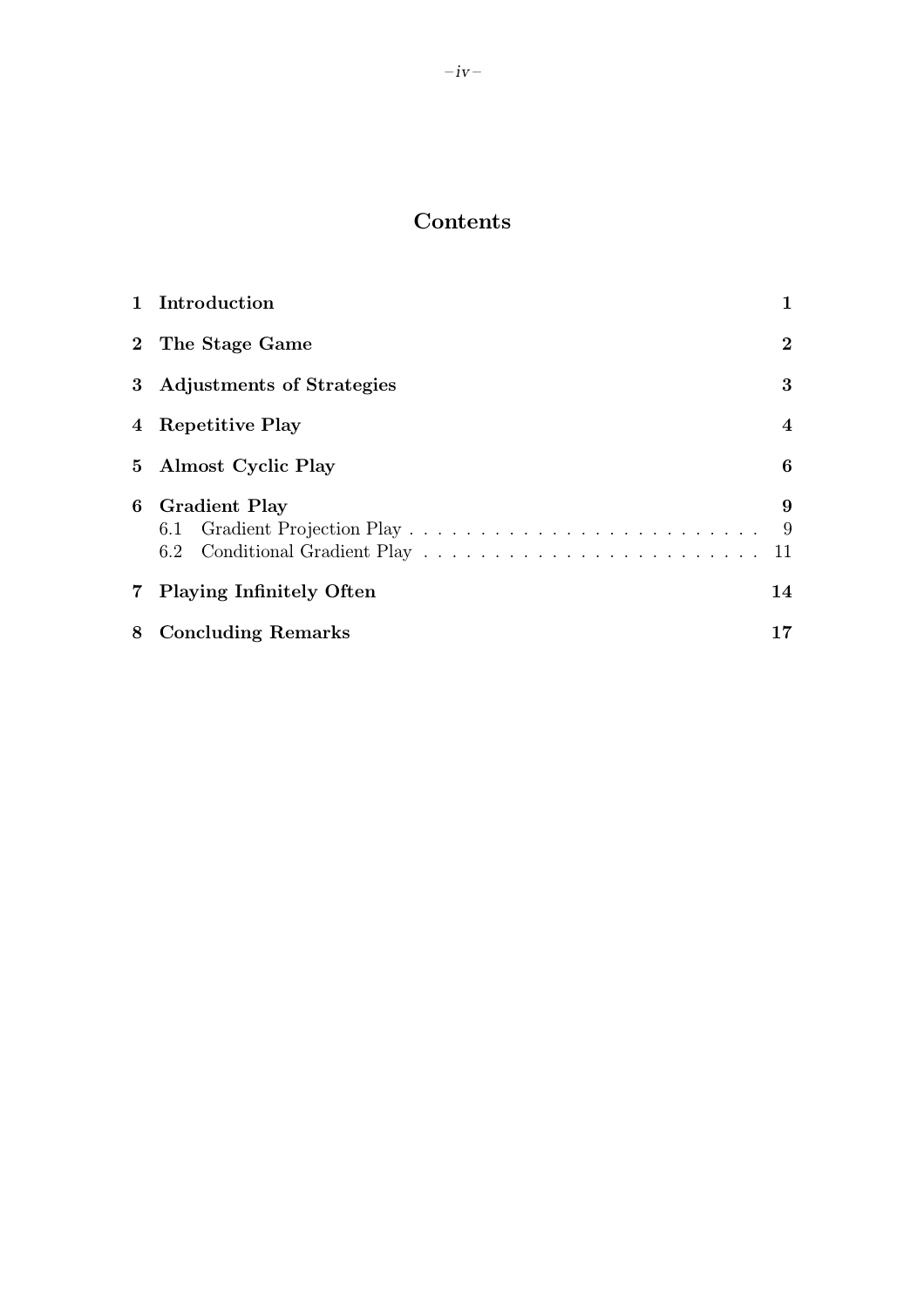# Contents

1 Introduction 1

2 The Stage Game 2

3 Adjustments of Strategies 3

4 Repetitive Play 4

5 Almost Cyclic Play 6

6 Gradient Play 9

- 6.1 Gradient Projection Play 9
- 6.2 Conditional Gradient Play 11

7 Playing Infinitely Often 14

8 Concluding Remarks 17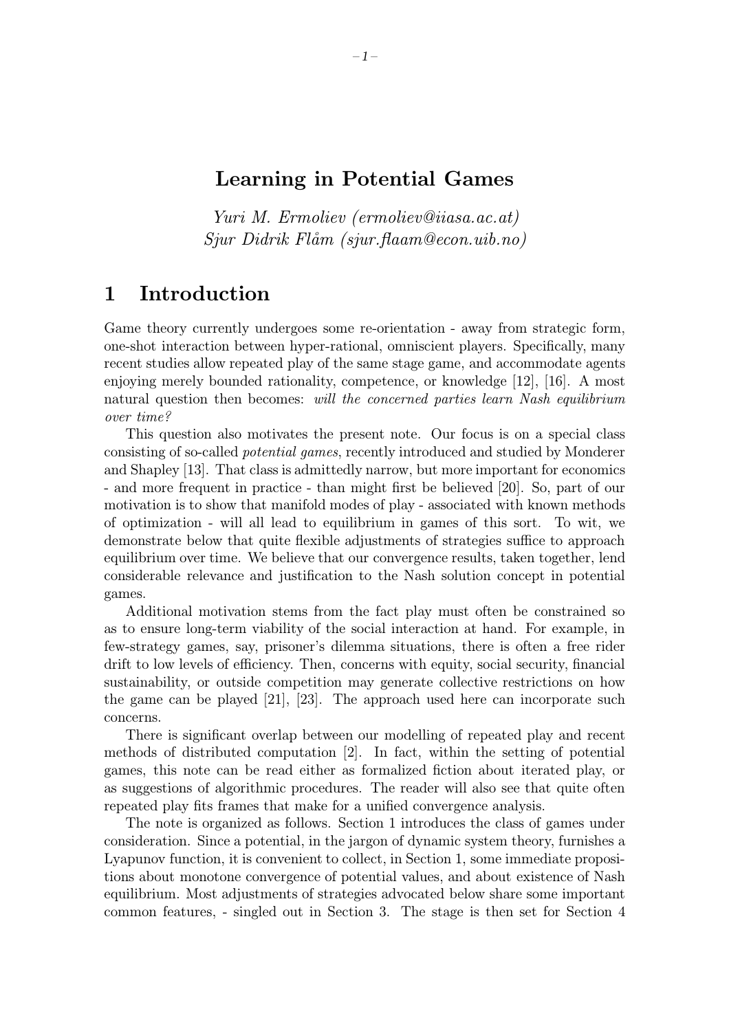# Learning in Potential Games

*Yuri M. Ermoliev (ermoliev@iiasa.ac.at)*
*Sjur Didrik Flåm (sjur.flaam@econ.uib.no)*

## 1 Introduction

Game theory currently undergoes some re-orientation - away from strategic form, one-shot interaction between hyper-rational, omniscient players. Specifically, many recent studies allow repeated play of the same stage game, and accommodate agents enjoying merely bounded rationality, competence, or knowledge [12], [16]. A most natural question then becomes: *will the concerned parties learn Nash equilibrium over time?*

This question also motivates the present note. Our focus is on a special class consisting of so-called *potential games*, recently introduced and studied by Monderer and Shapley [13]. That class is admittedly narrow, but more important for economics - and more frequent in practice - than might first be believed [20]. So, part of our motivation is to show that manifold modes of play - associated with known methods of optimization - will all lead to equilibrium in games of this sort. To wit, we demonstrate below that quite flexible adjustments of strategies suffice to approach equilibrium over time. We believe that our convergence results, taken together, lend considerable relevance and justification to the Nash solution concept in potential games.

Additional motivation stems from the fact play must often be constrained so as to ensure long-term viability of the social interaction at hand. For example, in few-strategy games, say, prisoner's dilemma situations, there is often a free rider drift to low levels of efficiency. Then, concerns with equity, social security, financial sustainability, or outside competition may generate collective restrictions on how the game can be played [21], [23]. The approach used here can incorporate such concerns.

There is significant overlap between our modelling of repeated play and recent methods of distributed computation [2]. In fact, within the setting of potential games, this note can be read either as formalized fiction about iterated play, or as suggestions of algorithmic procedures. The reader will also see that quite often repeated play fits frames that make for a unified convergence analysis.

The note is organized as follows. Section 1 introduces the class of games under consideration. Since a potential, in the jargon of dynamic system theory, furnishes a Lyapunov function, it is convenient to collect, in Section 1, some immediate propositions about monotone convergence of potential values, and about existence of Nash equilibrium. Most adjustments of strategies advocated below share some important common features, - singled out in Section 3. The stage is then set for Section 4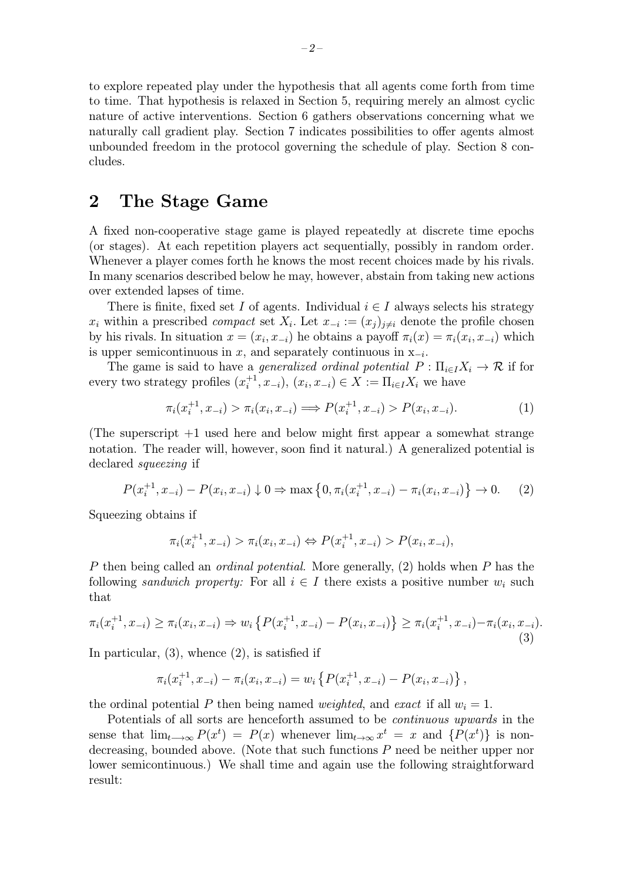to explore repeated play under the hypothesis that all agents come forth from time to time. That hypothesis is relaxed in Section 5, requiring merely an almost cyclic nature of active interventions. Section 6 gathers observations concerning what we naturally call gradient play. Section 7 indicates possibilities to offer agents almost unbounded freedom in the protocol governing the schedule of play. Section 8 concludes.

## 2 The Stage Game

A fixed non-cooperative stage game is played repeatedly at discrete time epochs (or stages). At each repetition players act sequentially, possibly in random order. Whenever a player comes forth he knows the most recent choices made by his rivals. In many scenarios described below he may, however, abstain from taking new actions over extended lapses of time.

There is finite, fixed set $I$ of agents. Individual $i \in I$ always selects his strategy $x_i$ within a prescribed *compact* set $X_i$. Let $x_{-i} := (x_j)_{j \neq i}$ denote the profile chosen by his rivals. In situation $x = (x_i, x_{-i})$ he obtains a payoff $\pi_i(x) = \pi_i(x_i, x_{-i})$ which is upper semicontinuous in $x$, and separately continuous in $x_{-i}$.

The game is said to have a *generalized ordinal potential* $P : \Pi_{i \in I} X_i \to \mathcal{R}$ if for every two strategy profiles $(x_i^{+1}, x_{-i}), (x_i, x_{-i}) \in X := \Pi_{i \in I} X_i$ we have

$$\pi_i(x_i^{+1}, x_{-i}) > \pi_i(x_i, x_{-i}) \Longrightarrow P(x_i^{+1}, x_{-i}) > P(x_i, x_{-i}). \tag{1}$$

(The superscript $+1$ used here and below might first appear a somewhat strange notation. The reader will, however, soon find it natural.) A generalized potential is declared *squeezing* if

$$P(x_i^{+1}, x_{-i}) - P(x_i, x_{-i}) \downarrow 0 \Rightarrow \max\left\{0, \pi_i(x_i^{+1}, x_{-i}) - \pi_i(x_i, x_{-i})\right\} \to 0. \tag{2}$$

Squeezing obtains if

$$\pi_i(x_i^{+1}, x_{-i}) > \pi_i(x_i, x_{-i}) \Leftrightarrow P(x_i^{+1}, x_{-i}) > P(x_i, x_{-i}),$$

$P$ then being called an *ordinal potential*. More generally, (2) holds when $P$ has the following *sandwich property:* For all $i \in I$ there exists a positive number $w_i$ such that

$$\pi_i(x_i^{+1}, x_{-i}) \geq \pi_i(x_i, x_{-i}) \Rightarrow w_i\left\{P(x_i^{+1}, x_{-i}) - P(x_i, x_{-i})\right\} \geq \pi_i(x_i^{+1}, x_{-i}) - \pi_i(x_i, x_{-i}). \tag{3}$$

In particular, (3), whence (2), is satisfied if

$$\pi_i(x_i^{+1}, x_{-i}) - \pi_i(x_i, x_{-i}) = w_i\left\{P(x_i^{+1}, x_{-i}) - P(x_i, x_{-i})\right\},$$

the ordinal potential $P$ then being named *weighted*, and *exact* if all $w_i = 1$.

Potentials of all sorts are henceforth assumed to be *continuous upwards* in the sense that $\lim_{t \to \infty} P(x^t) = P(x)$ whenever $\lim_{t \to \infty} x^t = x$ and $\{P(x^t)\}$ is nondecreasing, bounded above. (Note that such functions $P$ need be neither upper nor lower semicontinuous.) We shall time and again use the following straightforward result: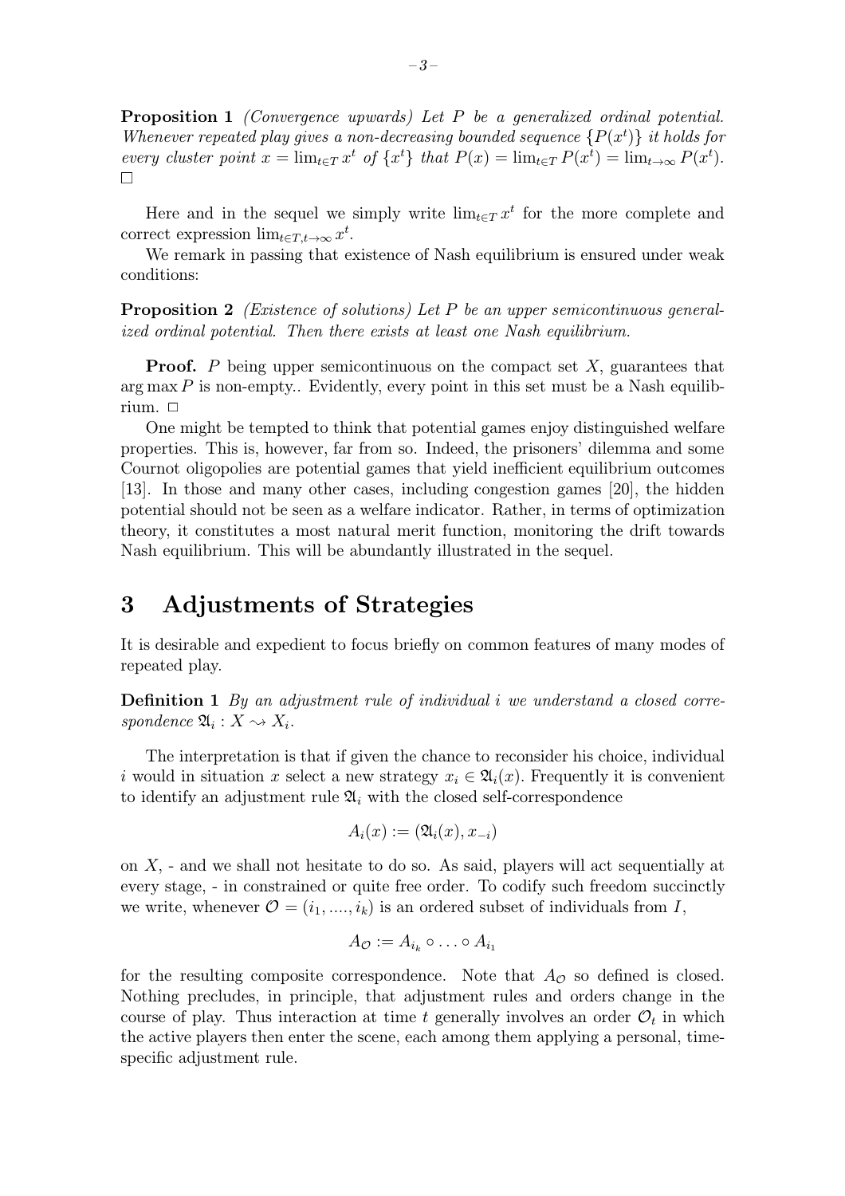**Proposition 1** *(Convergence upwards) Let $P$ be a generalized ordinal potential. Whenever repeated play gives a non-decreasing bounded sequence $\{P(x^t)\}$ it holds for every cluster point $x = \lim_{t \in T} x^t$ of $\{x^t\}$ that $P(x) = \lim_{t \in T} P(x^t) = \lim_{t \to \infty} P(x^t)$.* $\Box$

Here and in the sequel we simply write $\lim_{t \in T} x^t$ for the more complete and correct expression $\lim_{t \in T, t \to \infty} x^t$.

We remark in passing that existence of Nash equilibrium is ensured under weak conditions:

**Proposition 2** *(Existence of solutions) Let $P$ be an upper semicontinuous generalized ordinal potential. Then there exists at least one Nash equilibrium.*

**Proof.** $P$ being upper semicontinuous on the compact set $X$, guarantees that $\arg\max P$ is non-empty.. Evidently, every point in this set must be a Nash equilibrium. $\Box$

One might be tempted to think that potential games enjoy distinguished welfare properties. This is, however, far from so. Indeed, the prisoners' dilemma and some Cournot oligopolies are potential games that yield inefficient equilibrium outcomes [13]. In those and many other cases, including congestion games [20], the hidden potential should not be seen as a welfare indicator. Rather, in terms of optimization theory, it constitutes a most natural merit function, monitoring the drift towards Nash equilibrium. This will be abundantly illustrated in the sequel.

# 3 Adjustments of Strategies

It is desirable and expedient to focus briefly on common features of many modes of repeated play.

**Definition 1** *By an adjustment rule of individual $i$ we understand a closed correspondence $\mathfrak{A}_i : X \rightsquigarrow X_i$.*

The interpretation is that if given the chance to reconsider his choice, individual $i$ would in situation $x$ select a new strategy $x_i \in \mathfrak{A}_i(x)$. Frequently it is convenient to identify an adjustment rule $\mathfrak{A}_i$ with the closed self-correspondence

$$A_i(x) := (\mathfrak{A}_i(x), x_{-i})$$

on $X$, - and we shall not hesitate to do so. As said, players will act sequentially at every stage, - in constrained or quite free order. To codify such freedom succinctly we write, whenever $\mathcal{O} = (i_1, ...., i_k)$ is an ordered subset of individuals from $I$,

$$A_{\mathcal{O}} := A_{i_k} \circ \ldots \circ A_{i_1}$$

for the resulting composite correspondence. Note that $A_{\mathcal{O}}$ so defined is closed. Nothing precludes, in principle, that adjustment rules and orders change in the course of play. Thus interaction at time $t$ generally involves an order $\mathcal{O}_t$ in which the active players then enter the scene, each among them applying a personal, time-specific adjustment rule.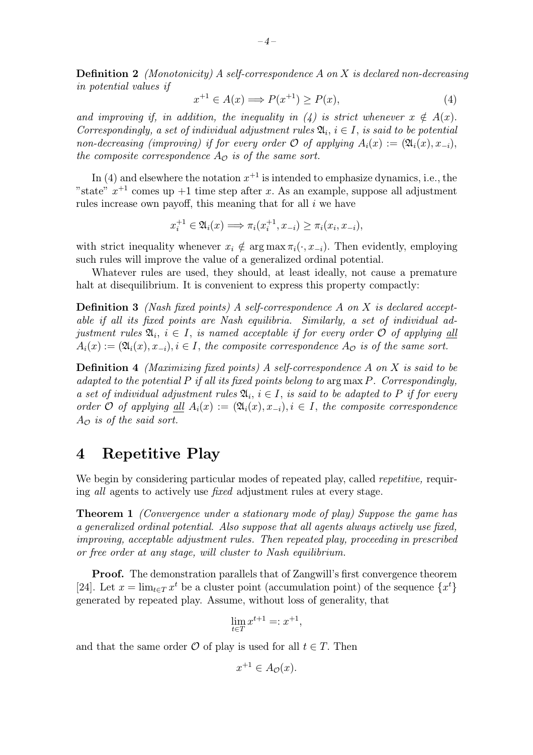**Definition 2** *(Monotonicity) A self-correspondence $A$ on $X$ is declared non-decreasing in potential values if*

$$x^{+1} \in A(x) \Longrightarrow P(x^{+1}) \geq P(x), \tag{4}$$

*and improving if, in addition, the inequality in (4) is strict whenever $x \notin A(x)$. Correspondingly, a set of individual adjustment rules $\mathfrak{A}_i$, $i \in I$, is said to be potential non-decreasing (improving) if for every order $\mathcal{O}$ of applying $A_i(x) := (\mathfrak{A}_i(x), x_{-i})$, the composite correspondence $A_{\mathcal{O}}$ is of the same sort.*

In (4) and elsewhere the notation $x^{+1}$ is intended to emphasize dynamics, i.e., the "state" $x^{+1}$ comes up +1 time step after $x$. As an example, suppose all adjustment rules increase own payoff, this meaning that for all $i$ we have

$$x_i^{+1} \in \mathfrak{A}_i(x) \Longrightarrow \pi_i(x_i^{+1}, x_{-i}) \geq \pi_i(x_i, x_{-i}),$$

with strict inequality whenever $x_i \notin \arg\max \pi_i(\cdot, x_{-i})$. Then evidently, employing such rules will improve the value of a generalized ordinal potential.

Whatever rules are used, they should, at least ideally, not cause a premature halt at disequilibrium. It is convenient to express this property compactly:

**Definition 3** *(Nash fixed points) A self-correspondence $A$ on $X$ is declared acceptable if all its fixed points are Nash equilibria. Similarly, a set of individual adjustment rules $\mathfrak{A}_i$, $i \in I$, is named acceptable if for every order $\mathcal{O}$ of applying all $A_i(x) := (\mathfrak{A}_i(x), x_{-i}), i \in I$, the composite correspondence $A_{\mathcal{O}}$ is of the same sort.*

**Definition 4** *(Maximizing fixed points) A self-correspondence $A$ on $X$ is said to be adapted to the potential $P$ if all its fixed points belong to $\arg\max P$. Correspondingly, a set of individual adjustment rules $\mathfrak{A}_i$, $i \in I$, is said to be adapted to $P$ if for every order $\mathcal{O}$ of applying all $A_i(x) := (\mathfrak{A}_i(x), x_{-i}), i \in I$, the composite correspondence $A_{\mathcal{O}}$ is of the said sort.*

# 4 Repetitive Play

We begin by considering particular modes of repeated play, called *repetitive,* requiring *all* agents to actively use *fixed* adjustment rules at every stage.

**Theorem 1** *(Convergence under a stationary mode of play) Suppose the game has a generalized ordinal potential. Also suppose that all agents always actively use fixed, improving, acceptable adjustment rules. Then repeated play, proceeding in prescribed or free order at any stage, will cluster to Nash equilibrium.*

**Proof.** The demonstration parallels that of Zangwill's first convergence theorem [24]. Let $x = \lim_{t \in T} x^t$ be a cluster point (accumulation point) of the sequence $\{x^t\}$ generated by repeated play. Assume, without loss of generality, that

$$\lim_{t \in T} x^{t+1} =: x^{+1},$$

and that the same order $\mathcal{O}$ of play is used for all $t \in T$. Then

$$x^{+1} \in A_{\mathcal{O}}(x).$$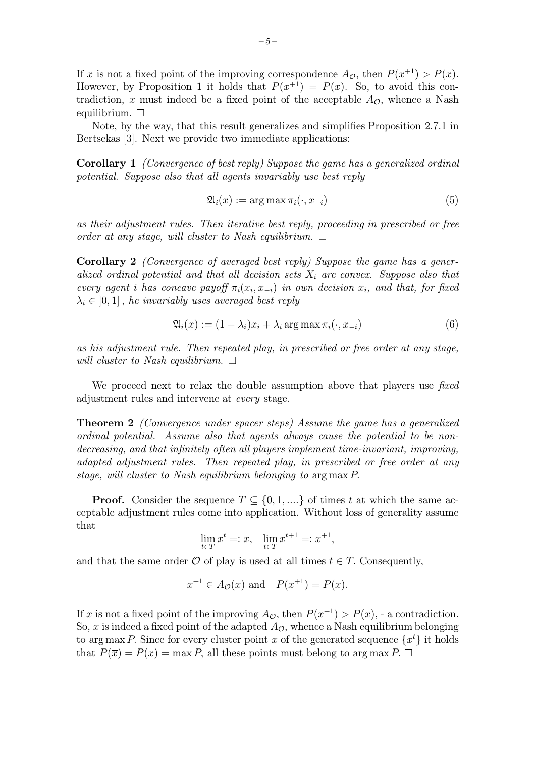If $x$ is not a fixed point of the improving correspondence $A_{\mathcal{O}}$, then $P(x^{+1}) > P(x)$. However, by Proposition 1 it holds that $P(x^{+1}) = P(x)$. So, to avoid this contradiction, $x$ must indeed be a fixed point of the acceptable $A_{\mathcal{O}}$, whence a Nash equilibrium. $\square$

Note, by the way, that this result generalizes and simplifies Proposition 2.7.1 in Bertsekas [3]. Next we provide two immediate applications:

**Corollary 1** *(Convergence of best reply) Suppose the game has a generalized ordinal potential. Suppose also that all agents invariably use best reply*

$$\mathfrak{A}_i(x) := \arg\max \pi_i(\cdot, x_{-i}) \tag{5}$$

*as their adjustment rules. Then iterative best reply, proceeding in prescribed or free order at any stage, will cluster to Nash equilibrium.* $\square$

**Corollary 2** *(Convergence of averaged best reply) Suppose the game has a generalized ordinal potential and that all decision sets $X_i$ are convex. Suppose also that every agent $i$ has concave payoff $\pi_i(x_i, x_{-i})$ in own decision $x_i$, and that, for fixed $\lambda_i \in \left]0, 1\right]$, he invariably uses averaged best reply*

$$\mathfrak{A}_i(x) := (1 - \lambda_i)x_i + \lambda_i \arg\max \pi_i(\cdot, x_{-i}) \tag{6}$$

*as his adjustment rule. Then repeated play, in prescribed or free order at any stage, will cluster to Nash equilibrium.* $\square$

We proceed next to relax the double assumption above that players use *fixed* adjustment rules and intervene at *every* stage.

**Theorem 2** *(Convergence under spacer steps) Assume the game has a generalized ordinal potential. Assume also that agents always cause the potential to be nondecreasing, and that infinitely often all players implement time-invariant, improving, adapted adjustment rules. Then repeated play, in prescribed or free order at any stage, will cluster to Nash equilibrium belonging to* $\arg\max P$.

**Proof.** Consider the sequence $T \subseteq \{0, 1, ....\}$ of times $t$ at which the same acceptable adjustment rules come into application. Without loss of generality assume that

$$\lim_{t \in T} x^t =: x, \quad \lim_{t \in T} x^{t+1} =: x^{+1},$$

and that the same order $\mathcal{O}$ of play is used at all times $t \in T$. Consequently,

$$x^{+1} \in A_{\mathcal{O}}(x) \text{ and } \quad P(x^{+1}) = P(x).$$

If $x$ is not a fixed point of the improving $A_{\mathcal{O}}$, then $P(x^{+1}) > P(x)$, - a contradiction. So, $x$ is indeed a fixed point of the adapted $A_{\mathcal{O}}$, whence a Nash equilibrium belonging to $\arg\max P$. Since for every cluster point $\overline{x}$ of the generated sequence $\{x^t\}$ it holds that $P(\overline{x}) = P(x) = \max P$, all these points must belong to $\arg\max P$. $\square$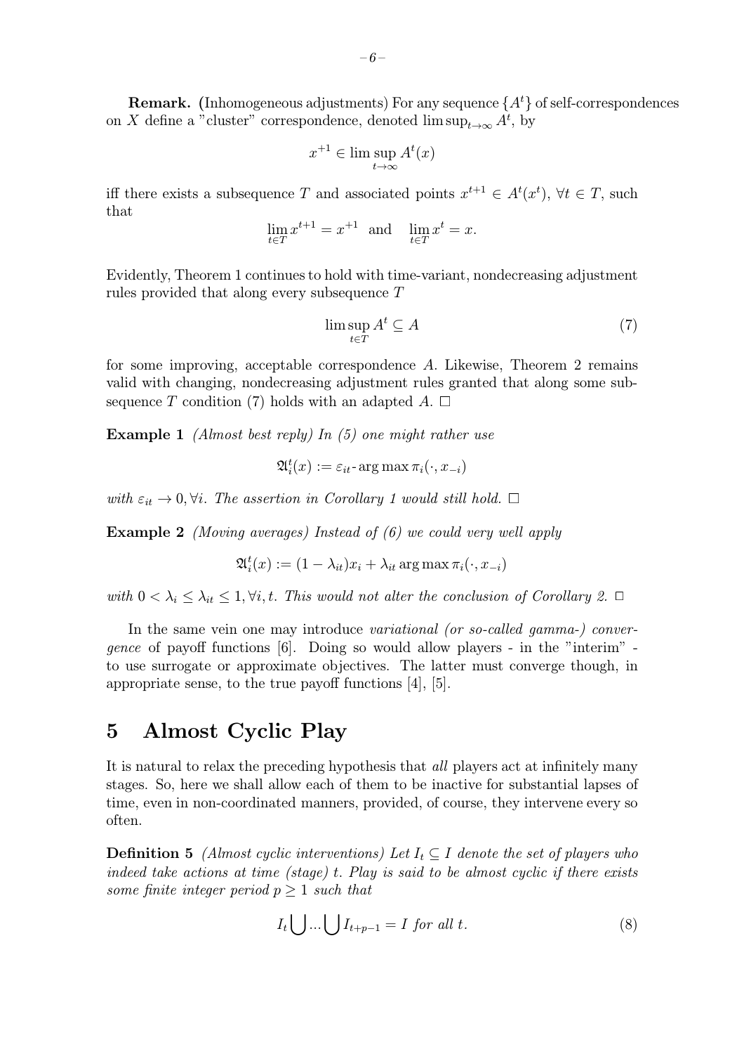**Remark.** (Inhomogeneous adjustments) For any sequence $\{A^t\}$ of self-correspondences on $X$ define a "cluster" correspondence, denoted $\limsup_{t\to\infty} A^t$, by

$$x^{+1} \in \limsup_{t\to\infty} A^t(x)$$

iff there exists a subsequence $T$ and associated points $x^{t+1} \in A^t(x^t)$, $\forall t \in T$, such that

$$\lim_{t\in T} x^{t+1} = x^{+1} \quad \text{and} \quad \lim_{t\in T} x^t = x.$$

Evidently, Theorem 1 continues to hold with time-variant, nondecreasing adjustment rules provided that along every subsequence $T$

$$\limsup_{t\in T} A^t \subseteq A \tag{7}$$

for some improving, acceptable correspondence $A$. Likewise, Theorem 2 remains valid with changing, nondecreasing adjustment rules granted that along some subsequence $T$ condition (7) holds with an adapted $A$. $\square$

**Example 1** *(Almost best reply) In (5) one might rather use*

$$\mathfrak{A}_i^t(x) := \varepsilon_{it}\text{-}\arg\max \pi_i(\cdot, x_{-i})$$

*with $\varepsilon_{it} \to 0, \forall i$. The assertion in Corollary 1 would still hold.* $\square$

**Example 2** *(Moving averages) Instead of (6) we could very well apply*

$$\mathfrak{A}_i^t(x) := (1 - \lambda_{it})x_i + \lambda_{it} \arg\max \pi_i(\cdot, x_{-i})$$

*with $0 < \lambda_i \le \lambda_{it} \le 1, \forall i, t$. This would not alter the conclusion of Corollary 2.* $\square$

In the same vein one may introduce *variational (or so-called gamma-) convergence* of payoff functions [6]. Doing so would allow players - in the "interim" - to use surrogate or approximate objectives. The latter must converge though, in appropriate sense, to the true payoff functions [4], [5].

# 5 Almost Cyclic Play

It is natural to relax the preceding hypothesis that *all* players act at infinitely many stages. So, here we shall allow each of them to be inactive for substantial lapses of time, even in non-coordinated manners, provided, of course, they intervene every so often.

**Definition 5** *(Almost cyclic interventions) Let $I_t \subseteq I$ denote the set of players who indeed take actions at time (stage) $t$. Play is said to be almost cyclic if there exists some finite integer period $p \ge 1$ such that*

$$I_t \bigcup \ldots \bigcup I_{t+p-1} = I \text{ for all } t. \tag{8}$$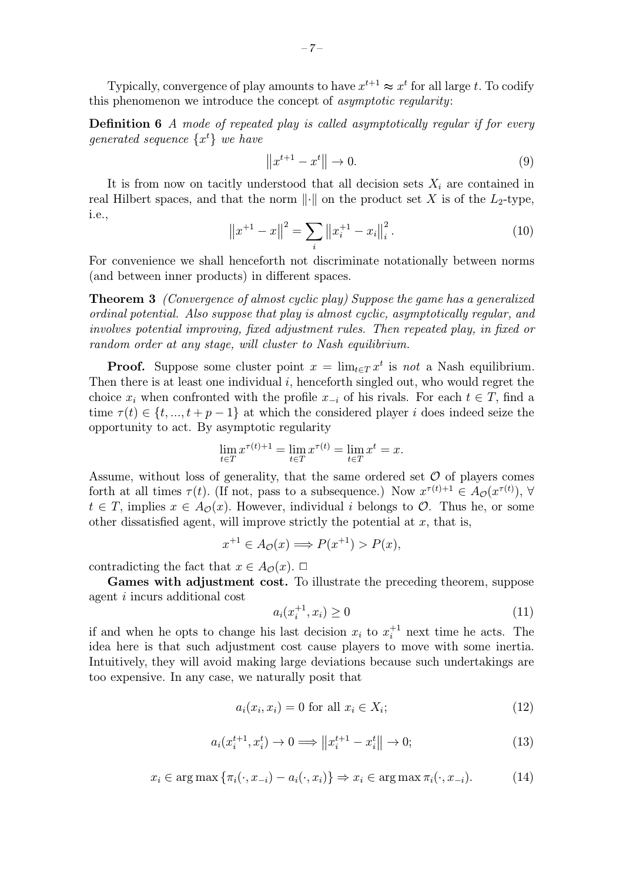Typically, convergence of play amounts to have $x^{t+1} \approx x^t$ for all large $t$. To codify this phenomenon we introduce the concept of *asymptotic regularity*:

**Definition 6** *A mode of repeated play is called asymptotically regular if for every generated sequence $\{x^t\}$ we have*

$$\left\|x^{t+1} - x^t\right\| \to 0. \tag{9}$$

It is from now on tacitly understood that all decision sets $X_i$ are contained in real Hilbert spaces, and that the norm $\|\cdot\|$ on the product set $X$ is of the $L_2$-type, i.e.,

$$\left\|x^{+1} - x\right\|^2 = \sum_i \left\|x_i^{+1} - x_i\right\|_i^2. \tag{10}$$

For convenience we shall henceforth not discriminate notationally between norms (and between inner products) in different spaces.

**Theorem 3** *(Convergence of almost cyclic play) Suppose the game has a generalized ordinal potential. Also suppose that play is almost cyclic, asymptotically regular, and involves potential improving, fixed adjustment rules. Then repeated play, in fixed or random order at any stage, will cluster to Nash equilibrium.*

**Proof.** Suppose some cluster point $x = \lim_{t \in T} x^t$ is *not* a Nash equilibrium. Then there is at least one individual $i$, henceforth singled out, who would regret the choice $x_i$ when confronted with the profile $x_{-i}$ of his rivals. For each $t \in T$, find a time $\tau(t) \in \{t, ..., t + p - 1\}$ at which the considered player $i$ does indeed seize the opportunity to act. By asymptotic regularity

$$\lim_{t \in T} x^{\tau(t)+1} = \lim_{t \in T} x^{\tau(t)} = \lim_{t \in T} x^t = x.$$

Assume, without loss of generality, that the same ordered set $\mathcal{O}$ of players comes forth at all times $\tau(t)$. (If not, pass to a subsequence.) Now $x^{\tau(t)+1} \in A_{\mathcal{O}}(x^{\tau(t)})$, $\forall$ $t \in T$, implies $x \in A_{\mathcal{O}}(x)$. However, individual $i$ belongs to $\mathcal{O}$. Thus he, or some other dissatisfied agent, will improve strictly the potential at $x$, that is,

$$x^{+1} \in A_{\mathcal{O}}(x) \Longrightarrow P(x^{+1}) > P(x),$$

contradicting the fact that $x \in A_{\mathcal{O}}(x)$. $\Box$

**Games with adjustment cost.** To illustrate the preceding theorem, suppose agent $i$ incurs additional cost

$$a_i(x_i^{+1}, x_i) \geq 0 \tag{11}$$

if and when he opts to change his last decision $x_i$ to $x_i^{+1}$ next time he acts. The idea here is that such adjustment cost cause players to move with some inertia. Intuitively, they will avoid making large deviations because such undertakings are too expensive. In any case, we naturally posit that

$$a_i(x_i, x_i) = 0 \text{ for all } x_i \in X_i; \tag{12}$$

$$a_i(x_i^{t+1}, x_i^t) \to 0 \Longrightarrow \left\|x_i^{t+1} - x_i^t\right\| \to 0; \tag{13}$$

$$x_i \in \arg\max \left\{\pi_i(\cdot, x_{-i}) - a_i(\cdot, x_i)\right\} \Rightarrow x_i \in \arg\max \pi_i(\cdot, x_{-i}). \tag{14}$$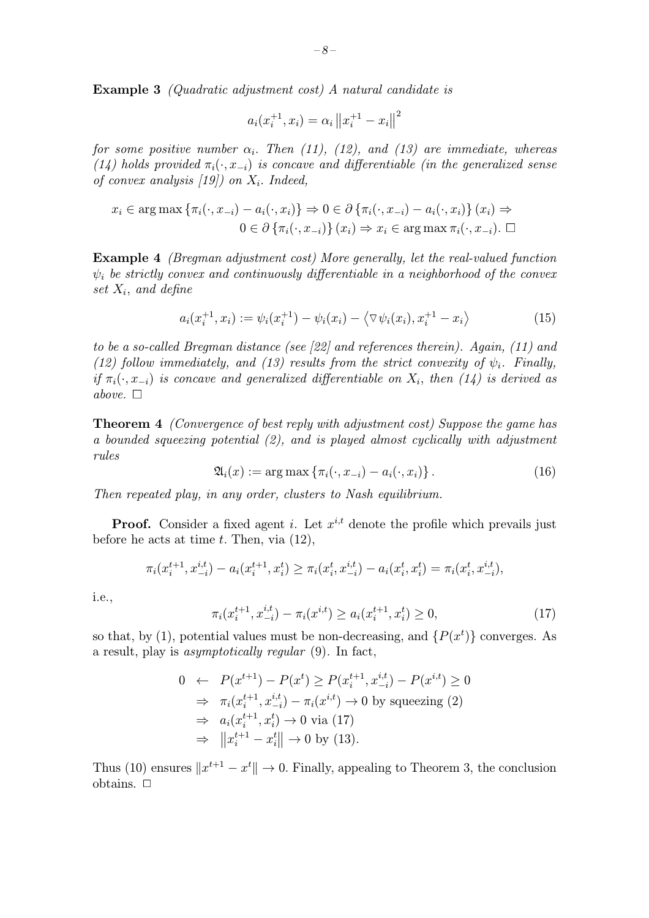**Example 3** *(Quadratic adjustment cost) A natural candidate is*

$$a_i(x_i^{+1}, x_i) = \alpha_i \left\| x_i^{+1} - x_i \right\|^2$$

*for some positive number $\alpha_i$. Then (11), (12), and (13) are immediate, whereas (14) holds provided $\pi_i(\cdot, x_{-i})$ is concave and differentiable (in the generalized sense of convex analysis [19]) on $X_i$. Indeed,*

$$x_i \in \arg\max \left\{\pi_i(\cdot, x_{-i}) - a_i(\cdot, x_i)\right\} \Rightarrow 0 \in \partial \left\{\pi_i(\cdot, x_{-i}) - a_i(\cdot, x_i)\right\}(x_i) \Rightarrow$$
$$0 \in \partial \left\{\pi_i(\cdot, x_{-i})\right\}(x_i) \Rightarrow x_i \in \arg\max \pi_i(\cdot, x_{-i}). \ \square$$

**Example 4** *(Bregman adjustment cost) More generally, let the real-valued function $\psi_i$ be strictly convex and continuously differentiable in a neighborhood of the convex set $X_i$, and define*

$$a_i(x_i^{+1}, x_i) := \psi_i(x_i^{+1}) - \psi_i(x_i) - \left\langle \nabla \psi_i(x_i), x_i^{+1} - x_i \right\rangle \tag{15}$$

*to be a so-called Bregman distance (see [22] and references therein). Again, (11) and (12) follow immediately, and (13) results from the strict convexity of $\psi_i$. Finally, if $\pi_i(\cdot, x_{-i})$ is concave and generalized differentiable on $X_i$, then (14) is derived as above.* $\square$

**Theorem 4** *(Convergence of best reply with adjustment cost) Suppose the game has a bounded squeezing potential (2), and is played almost cyclically with adjustment rules*

$$\mathfrak{A}_i(x) := \arg\max \left\{\pi_i(\cdot, x_{-i}) - a_i(\cdot, x_i)\right\}. \tag{16}$$

*Then repeated play, in any order, clusters to Nash equilibrium.*

**Proof.** Consider a fixed agent $i$. Let $x^{i,t}$ denote the profile which prevails just before he acts at time $t$. Then, via (12),

$$\pi_i(x_i^{t+1}, x_{-i}^{i,t}) - a_i(x_i^{t+1}, x_i^t) \geq \pi_i(x_i^t, x_{-i}^{i,t}) - a_i(x_i^t, x_i^t) = \pi_i(x_i^t, x_{-i}^{i,t}),$$

i.e.,

$$\pi_i(x_i^{t+1}, x_{-i}^{i,t}) - \pi_i(x^{i,t}) \geq a_i(x_i^{t+1}, x_i^t) \geq 0, \tag{17}$$

so that, by (1), potential values must be non-decreasing, and $\{P(x^t)\}$ converges. As a result, play is *asymptotically regular* (9). In fact,

$$\begin{aligned}
0 \ \leftarrow \ & P(x^{t+1}) - P(x^t) \geq P(x_i^{t+1}, x_{-i}^{i,t}) - P(x^{i,t}) \geq 0 \\
\Rightarrow \ & \pi_i(x_i^{t+1}, x_{-i}^{i,t}) - \pi_i(x^{i,t}) \to 0 \text{ by squeezing (2)} \\
\Rightarrow \ & a_i(x_i^{t+1}, x_i^t) \to 0 \text{ via (17)} \\
\Rightarrow \ & \left\| x_i^{t+1} - x_i^t \right\| \to 0 \text{ by (13).}
\end{aligned}$$

Thus (10) ensures $\|x^{t+1} - x^t\| \to 0$. Finally, appealing to Theorem 3, the conclusion obtains. $\square$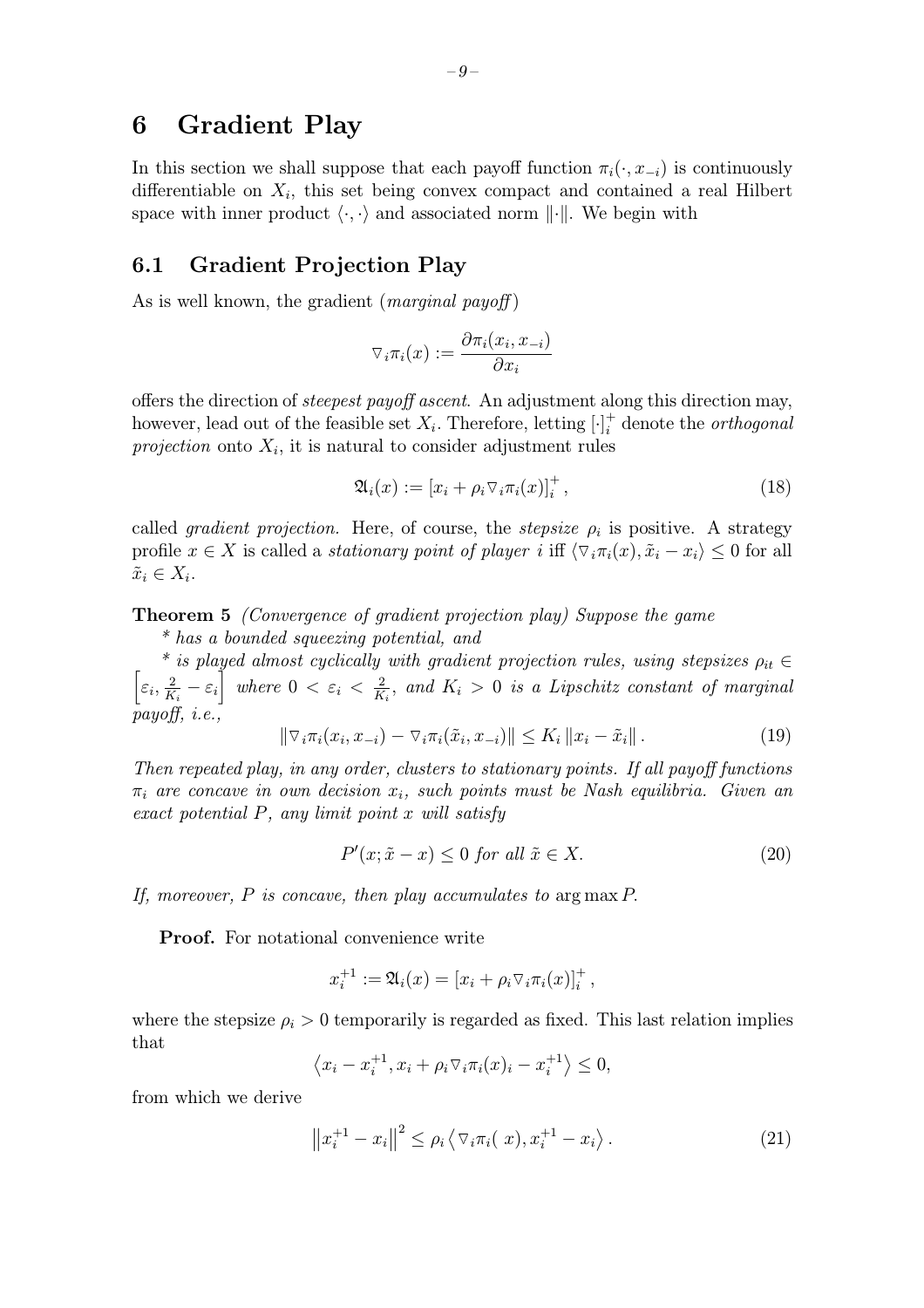# 6 Gradient Play

In this section we shall suppose that each payoff function $\pi_i(\cdot, x_{-i})$ is continuously differentiable on $X_i$, this set being convex compact and contained a real Hilbert space with inner product $\langle \cdot, \cdot \rangle$ and associated norm $\|\cdot\|$. We begin with

## 6.1 Gradient Projection Play

As is well known, the gradient (*marginal payoff*)

$$\triangledown_i \pi_i(x) := \frac{\partial \pi_i(x_i, x_{-i})}{\partial x_i}$$

offers the direction of *steepest payoff ascent*. An adjustment along this direction may, however, lead out of the feasible set $X_i$. Therefore, letting $[\cdot]_i^+$ denote the *orthogonal projection* onto $X_i$, it is natural to consider adjustment rules

$$\mathfrak{A}_i(x) := [x_i + \rho_i \triangledown_i \pi_i(x)]_i^+ , \tag{18}$$

called *gradient projection.* Here, of course, the *stepsize* $\rho_i$ is positive. A strategy profile $x \in X$ is called a *stationary point of player* $i$ iff $\langle \triangledown_i \pi_i(x), \tilde{x}_i - x_i \rangle \leq 0$ for all $\tilde{x}_i \in X_i$.

**Theorem 5** *(Convergence of gradient projection play) Suppose the game*

*\* has a bounded squeezing potential, and*

*\* is played almost cyclically with gradient projection rules, using stepsizes $\rho_{it} \in \left[\varepsilon_i, \frac{2}{K_i} - \varepsilon_i\right]$ where $0 < \varepsilon_i < \frac{2}{K_i}$, and $K_i > 0$ is a Lipschitz constant of marginal payoff, i.e.,*

$$\|\triangledown_i \pi_i(x_i, x_{-i}) - \triangledown_i \pi_i(\tilde{x}_i, x_{-i})\| \leq K_i \|x_i - \tilde{x}_i\| . \tag{19}$$

*Then repeated play, in any order, clusters to stationary points. If all payoff functions $\pi_i$ are concave in own decision $x_i$, such points must be Nash equilibria. Given an exact potential $P$, any limit point $x$ will satisfy*

$$P'(x; \tilde{x} - x) \leq 0 \text{ for all } \tilde{x} \in X. \tag{20}$$

*If, moreover, $P$ is concave, then play accumulates to* $\arg\max P$.

**Proof.** For notational convenience write

$$x_i^{+1} := \mathfrak{A}_i(x) = [x_i + \rho_i \triangledown_i \pi_i(x)]_i^+ ,$$

where the stepsize $\rho_i > 0$ temporarily is regarded as fixed. This last relation implies that

$$\left\langle x_i - x_i^{+1}, x_i + \rho_i \triangledown_i \pi_i(x)_i - x_i^{+1} \right\rangle \leq 0,$$

from which we derive

$$\left\|x_i^{+1} - x_i\right\|^2 \leq \rho_i \left\langle \triangledown_i \pi_i(x), x_i^{+1} - x_i \right\rangle . \tag{21}$$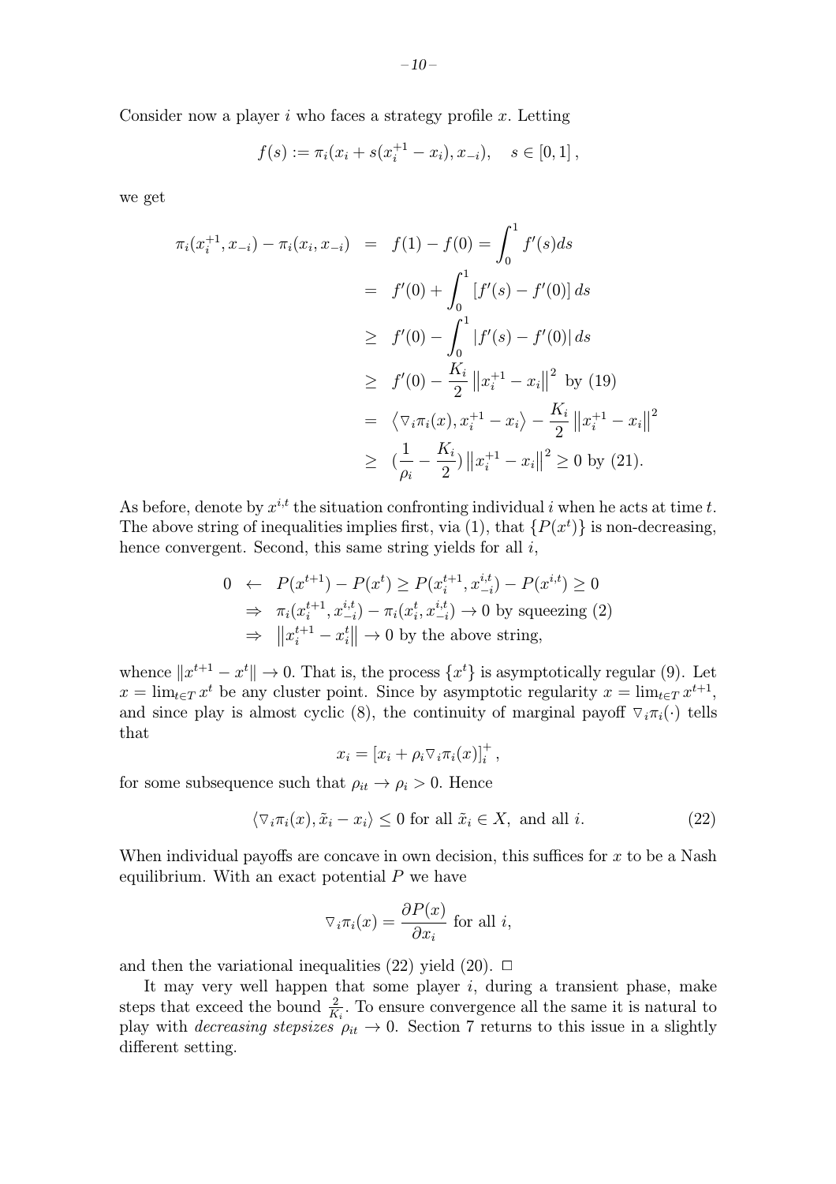Consider now a player $i$ who faces a strategy profile $x$. Letting

$$f(s) := \pi_i(x_i + s(x_i^{+1} - x_i), x_{-i}), \quad s \in [0,1],$$

we get

$$\begin{aligned}
\pi_i(x_i^{+1}, x_{-i}) - \pi_i(x_i, x_{-i}) &= f(1) - f(0) = \int_0^1 f'(s)ds \\
&= f'(0) + \int_0^1 [f'(s) - f'(0)]\, ds \\
&\geq f'(0) - \int_0^1 |f'(s) - f'(0)|\, ds \\
&\geq f'(0) - \frac{K_i}{2} \left\| x_i^{+1} - x_i \right\|^2 \text{ by (19)} \\
&= \left\langle \triangledown_i \pi_i(x), x_i^{+1} - x_i \right\rangle - \frac{K_i}{2} \left\| x_i^{+1} - x_i \right\|^2 \\
&\geq (\frac{1}{\rho_i} - \frac{K_i}{2}) \left\| x_i^{+1} - x_i \right\|^2 \geq 0 \text{ by (21).}
\end{aligned}$$

As before, denote by $x^{i,t}$ the situation confronting individual $i$ when he acts at time $t$. The above string of inequalities implies first, via (1), that $\{P(x^t)\}$ is non-decreasing, hence convergent. Second, this same string yields for all $i$,

$$\begin{aligned}
0 \;\leftarrow\; & P(x^{t+1}) - P(x^t) \geq P(x_i^{t+1}, x_{-i}^{i,t}) - P(x^{i,t}) \geq 0 \\
\Rightarrow\; & \pi_i(x_i^{t+1}, x_{-i}^{i,t}) - \pi_i(x_i^t, x_{-i}^{i,t}) \to 0 \text{ by squeezing (2)} \\
\Rightarrow\; & \left\| x_i^{t+1} - x_i^t \right\| \to 0 \text{ by the above string,}
\end{aligned}$$

whence $\|x^{t+1} - x^t\| \to 0$. That is, the process $\{x^t\}$ is asymptotically regular (9). Let $x = \lim_{t \in T} x^t$ be any cluster point. Since by asymptotic regularity $x = \lim_{t \in T} x^{t+1}$, and since play is almost cyclic (8), the continuity of marginal payoff $\triangledown_i \pi_i(\cdot)$ tells that

$$x_i = \left[x_i + \rho_i \triangledown_i \pi_i(x)\right]_i^+,$$

for some subsequence such that $\rho_{it} \to \rho_i > 0$. Hence

$$\langle \triangledown_i \pi_i(x), \tilde{x}_i - x_i \rangle \leq 0 \text{ for all } \tilde{x}_i \in X, \text{ and all } i. \tag{22}$$

When individual payoffs are concave in own decision, this suffices for $x$ to be a Nash equilibrium. With an exact potential $P$ we have

$$\triangledown_i \pi_i(x) = \frac{\partial P(x)}{\partial x_i} \text{ for all } i,$$

and then the variational inequalities (22) yield (20). $\square$

It may very well happen that some player $i$, during a transient phase, make steps that exceed the bound $\frac{2}{K_i}$. To ensure convergence all the same it is natural to play with *decreasing stepsizes* $\rho_{it} \to 0$. Section 7 returns to this issue in a slightly different setting.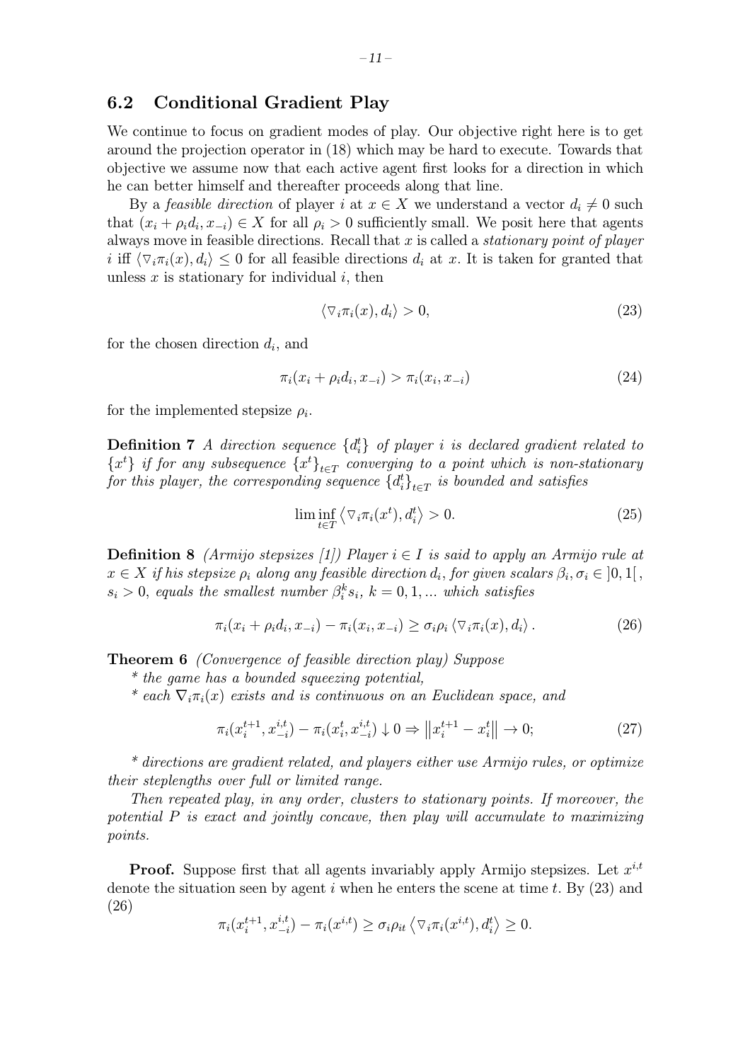## 6.2 Conditional Gradient Play

We continue to focus on gradient modes of play. Our objective right here is to get around the projection operator in (18) which may be hard to execute. Towards that objective we assume now that each active agent first looks for a direction in which he can better himself and thereafter proceeds along that line.

By a *feasible direction* of player $i$ at $x \in X$ we understand a vector $d_i \neq 0$ such that $(x_i + \rho_i d_i, x_{-i}) \in X$ for all $\rho_i > 0$ sufficiently small. We posit here that agents always move in feasible directions. Recall that $x$ is called a *stationary point of player* $i$ iff $\langle \nabla_i \pi_i(x), d_i \rangle \leq 0$ for all feasible directions $d_i$ at $x$. It is taken for granted that unless $x$ is stationary for individual $i$, then

$$\langle \nabla_i \pi_i(x), d_i \rangle > 0, \tag{23}$$

for the chosen direction $d_i$, and

$$\pi_i(x_i + \rho_i d_i, x_{-i}) > \pi_i(x_i, x_{-i}) \tag{24}$$

for the implemented stepsize $\rho_i$.

**Definition 7** *A direction sequence $\{d_i^t\}$ of player $i$ is declared gradient related to $\{x^t\}$ if for any subsequence $\{x^t\}_{t \in T}$ converging to a point which is non-stationary for this player, the corresponding sequence $\{d_i^t\}_{t \in T}$ is bounded and satisfies*

$$\liminf_{t \in T} \left\langle \nabla_i \pi_i(x^t), d_i^t \right\rangle > 0. \tag{25}$$

**Definition 8** *(Armijo stepsizes [1]) Player $i \in I$ is said to apply an Armijo rule at $x \in X$ if his stepsize $\rho_i$ along any feasible direction $d_i$, for given scalars $\beta_i, \sigma_i \in ]0, 1[$, $s_i > 0$, equals the smallest number $\beta_i^k s_i$, $k = 0, 1, ...$ which satisfies*

$$\pi_i(x_i + \rho_i d_i, x_{-i}) - \pi_i(x_i, x_{-i}) \geq \sigma_i \rho_i \left\langle \nabla_i \pi_i(x), d_i \right\rangle. \tag{26}$$

**Theorem 6** *(Convergence of feasible direction play) Suppose*

*\* the game has a bounded squeezing potential,*

*\* each $\nabla_i \pi_i(x)$ exists and is continuous on an Euclidean space, and*

$$\pi_i(x_i^{t+1}, x_{-i}^{i,t}) - \pi_i(x_i^t, x_{-i}^{i,t}) \downarrow 0 \Rightarrow \left\| x_i^{t+1} - x_i^t \right\| \to 0; \tag{27}$$

*\* directions are gradient related, and players either use Armijo rules, or optimize their steplengths over full or limited range.*

*Then repeated play, in any order, clusters to stationary points. If moreover, the potential $P$ is exact and jointly concave, then play will accumulate to maximizing points.*

**Proof.** Suppose first that all agents invariably apply Armijo stepsizes. Let $x^{i,t}$ denote the situation seen by agent $i$ when he enters the scene at time $t$. By (23) and (26)

$$\pi_i(x_i^{t+1}, x_{-i}^{i,t}) - \pi_i(x^{i,t}) \geq \sigma_i \rho_{it} \left\langle \nabla_i \pi_i(x^{i,t}), d_i^t \right\rangle \geq 0.$$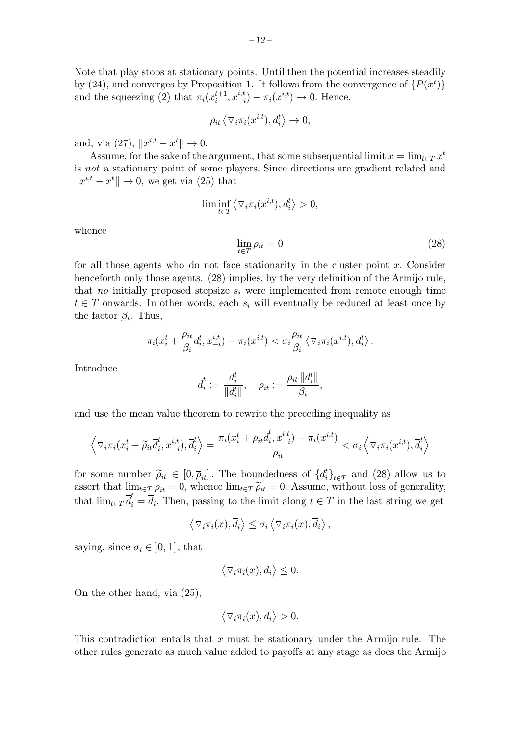Note that play stops at stationary points. Until then the potential increases steadily by (24), and converges by Proposition 1. It follows from the convergence of $\{P(x^t)\}$ and the squeezing (2) that $\pi_i(x_i^{t+1}, x_{-i}^{i,t}) - \pi_i(x^{i,t}) \to 0$. Hence,

$$\rho_{it} \left\langle \nabla_i \pi_i(x^{i,t}), d_i^t \right\rangle \to 0,$$

and, via (27), $\|x^{i,t} - x^t\| \to 0$.

Assume, for the sake of the argument, that some subsequential limit $x = \lim_{t \in T} x^t$ is *not* a stationary point of some players. Since directions are gradient related and $\|x^{i,t} - x^t\| \to 0$, we get via (25) that

$$\liminf_{t \in T} \left\langle \nabla_i \pi_i(x^{i,t}), d_i^t \right\rangle > 0,$$

whence

$$\lim_{t \in T} \rho_{it} = 0 \tag{28}$$

for all those agents who do not face stationarity in the cluster point $x$. Consider henceforth only those agents. (28) implies, by the very definition of the Armijo rule, that *no* initially proposed stepsize $s_i$ were implemented from remote enough time $t \in T$ onwards. In other words, each $s_i$ will eventually be reduced at least once by the factor $\beta_i$. Thus,

$$\pi_i(x_i^t + \frac{\rho_{it}}{\beta_i} d_i^t, x_{-i}^{i,t}) - \pi_i(x^{i,t}) < \sigma_i \frac{\rho_{it}}{\beta_i} \left\langle \nabla_i \pi_i(x^{i,t}), d_i^t \right\rangle.$$

Introduce

$$\overline{d}_i^t := \frac{d_i^t}{\|d_i^t\|}, \quad \overline{\rho}_{it} := \frac{\rho_{it} \|d_i^t\|}{\beta_i},$$

and use the mean value theorem to rewrite the preceding inequality as

$$\left\langle \nabla_i \pi_i(x_i^t + \widetilde{\rho}_{it} \overline{d}_i^t, x_{-i}^{i,t}), \overline{d}_i^t \right\rangle = \frac{\pi_i(x_i^t + \overline{\rho}_{it} \overline{d}_i^t, x_{-i}^{i,t}) - \pi_i(x^{i,t})}{\overline{\rho}_{it}} < \sigma_i \left\langle \nabla_i \pi_i(x^{i,t}), \overline{d}_i^t \right\rangle$$

for some number $\widetilde{\rho}_{it} \in [0, \overline{\rho}_{it}]$. The boundedness of $\{d_i^t\}_{t \in T}$ and (28) allow us to assert that $\lim_{t \in T} \overline{\rho}_{it} = 0$, whence $\lim_{t \in T} \widetilde{\rho}_{it} = 0$. Assume, without loss of generality, that $\lim_{t \in T} \overline{d}_i^t = \overline{d}_i$. Then, passing to the limit along $t \in T$ in the last string we get

$$\left\langle \nabla_i \pi_i(x), \overline{d}_i \right\rangle \leq \sigma_i \left\langle \nabla_i \pi_i(x), \overline{d}_i \right\rangle,$$

saying, since $\sigma_i \in ]0, 1[$, that

$$\left\langle \nabla_i \pi_i(x), \overline{d}_i \right\rangle \leq 0.$$

On the other hand, via (25),

$$\left\langle \nabla_i \pi_i(x), \overline{d}_i \right\rangle > 0.$$

This contradiction entails that $x$ must be stationary under the Armijo rule. The other rules generate as much value added to payoffs at any stage as does the Armijo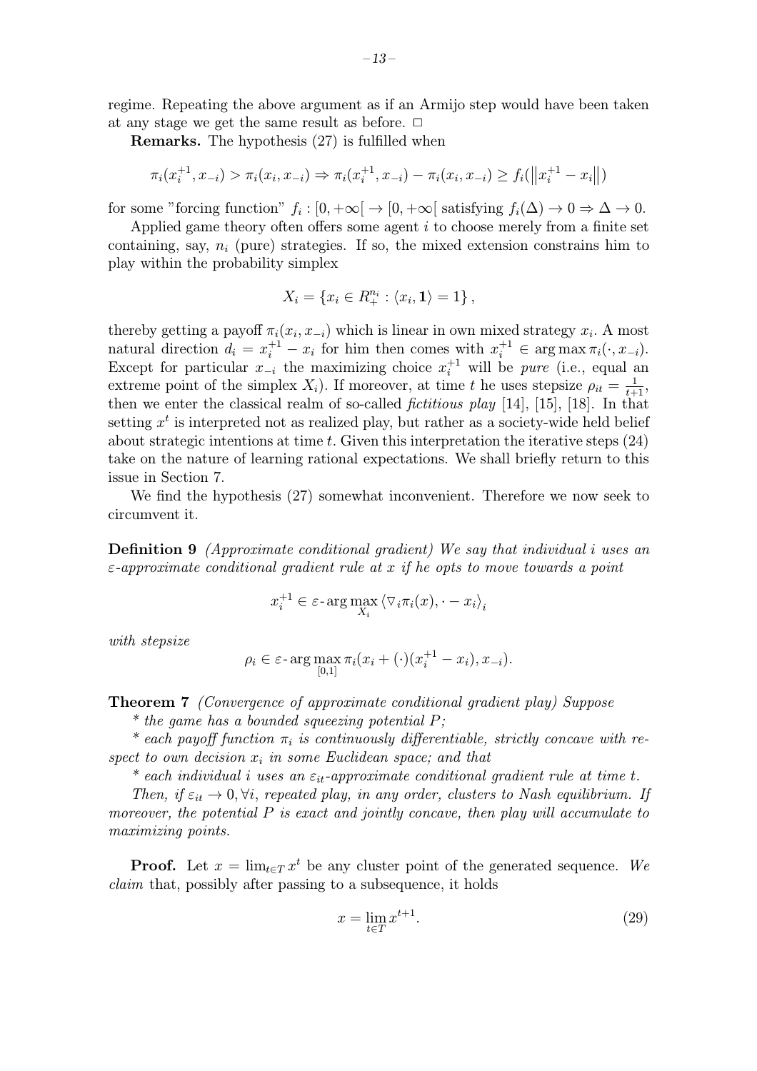regime. Repeating the above argument as if an Armijo step would have been taken at any stage we get the same result as before. □

**Remarks.** The hypothesis (27) is fulfilled when

$$\pi_i(x_i^{+1}, x_{-i}) > \pi_i(x_i, x_{-i}) \Rightarrow \pi_i(x_i^{+1}, x_{-i}) - \pi_i(x_i, x_{-i}) \geq f_i(\left\|x_i^{+1} - x_i\right\|)$$

for some "forcing function" $f_i : [0, +\infty[ \to [0, +\infty[$ satisfying $f_i(\Delta) \to 0 \Rightarrow \Delta \to 0$.

Applied game theory often offers some agent $i$ to choose merely from a finite set containing, say, $n_i$ (pure) strategies. If so, the mixed extension constrains him to play within the probability simplex

$$X_i = \{x_i \in R_+^{n_i} : \langle x_i, \mathbf{1} \rangle = 1\},$$

thereby getting a payoff $\pi_i(x_i, x_{-i})$ which is linear in own mixed strategy $x_i$. A most natural direction $d_i = x_i^{+1} - x_i$ for him then comes with $x_i^{+1} \in \arg\max \pi_i(\cdot, x_{-i})$. Except for particular $x_{-i}$ the maximizing choice $x_i^{+1}$ will be *pure* (i.e., equal an extreme point of the simplex $X_i$). If moreover, at time $t$ he uses stepsize $\rho_{it} = \frac{1}{t+1}$, then we enter the classical realm of so-called *fictitious play* [14], [15], [18]. In that setting $x^t$ is interpreted not as realized play, but rather as a society-wide held belief about strategic intentions at time $t$. Given this interpretation the iterative steps (24) take on the nature of learning rational expectations. We shall briefly return to this issue in Section 7.

We find the hypothesis (27) somewhat inconvenient. Therefore we now seek to circumvent it.

**Definition 9** *(Approximate conditional gradient) We say that individual $i$ uses an $\varepsilon$-approximate conditional gradient rule at $x$ if he opts to move towards a point*

$$x_i^{+1} \in \varepsilon\text{-}\arg\max_{X_i} \langle \nabla_i \pi_i(x), \cdot - x_i \rangle_i$$

*with stepsize*

$$\rho_i \in \varepsilon\text{-}\arg\max_{[0,1]} \pi_i(x_i + (\cdot)(x_i^{+1} - x_i), x_{-i}).$$

**Theorem 7** *(Convergence of approximate conditional gradient play) Suppose*

*\* the game has a bounded squeezing potential $P$;*

*\* each payoff function $\pi_i$ is continuously differentiable, strictly concave with respect to own decision $x_i$ in some Euclidean space; and that*

*\* each individual $i$ uses an $\varepsilon_{it}$-approximate conditional gradient rule at time $t$.*

*Then, if $\varepsilon_{it} \to 0, \forall i$, repeated play, in any order, clusters to Nash equilibrium. If moreover, the potential $P$ is exact and jointly concave, then play will accumulate to maximizing points.*

**Proof.** Let $x = \lim_{t \in T} x^t$ be any cluster point of the generated sequence. *We claim* that, possibly after passing to a subsequence, it holds

$$x = \lim_{t \in T} x^{t+1}. \tag{29}$$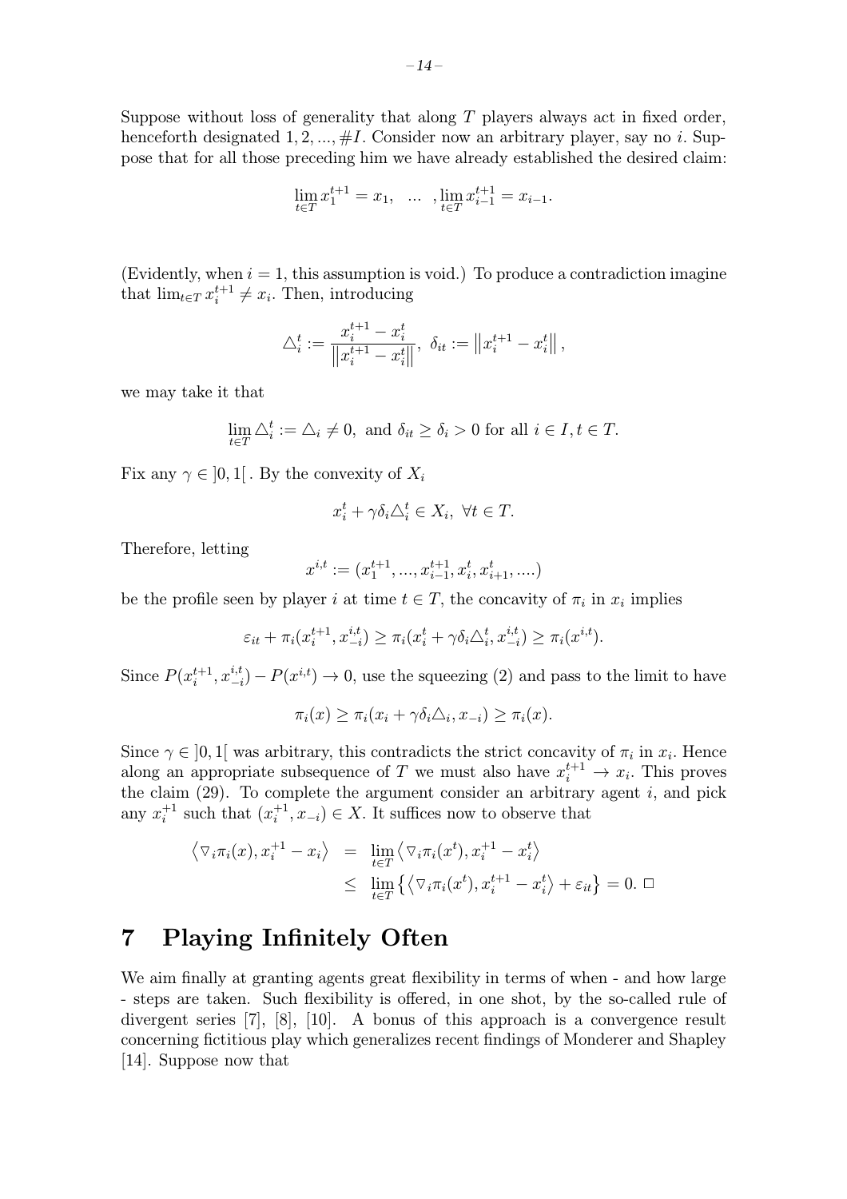Suppose without loss of generality that along $T$ players always act in fixed order, henceforth designated $1, 2, ..., \#I$. Consider now an arbitrary player, say no $i$. Suppose that for all those preceding him we have already established the desired claim:

$$\lim_{t\in T} x_1^{t+1} = x_1, \quad ... \quad , \lim_{t\in T} x_{i-1}^{t+1} = x_{i-1}.$$

(Evidently, when $i = 1$, this assumption is void.) To produce a contradiction imagine that $\lim_{t\in T} x_i^{t+1} \neq x_i$. Then, introducing

$$\triangle_i^t := \frac{x_i^{t+1} - x_i^t}{\left\|x_i^{t+1} - x_i^t\right\|}, \ \delta_{it} := \left\|x_i^{t+1} - x_i^t\right\|,$$

we may take it that

$$\lim_{t\in T} \triangle_i^t := \triangle_i \neq 0, \text{ and } \delta_{it} \geq \delta_i > 0 \text{ for all } i \in I, t \in T.$$

Fix any $\gamma \in \left]0, 1\right[$. By the convexity of $X_i$

$$x_i^t + \gamma\delta_i\triangle_i^t \in X_i, \ \forall t \in T.$$

Therefore, letting

$$x^{i,t} := (x_1^{t+1}, ..., x_{i-1}^{t+1}, x_i^t, x_{i+1}^t, ....)$$

be the profile seen by player $i$ at time $t \in T$, the concavity of $\pi_i$ in $x_i$ implies

$$\varepsilon_{it} + \pi_i(x_i^{t+1}, x_{-i}^{i,t}) \geq \pi_i(x_i^t + \gamma\delta_i\triangle_i^t, x_{-i}^{i,t}) \geq \pi_i(x^{i,t}).$$

Since $P(x_i^{t+1}, x_{-i}^{i,t}) - P(x^{i,t}) \to 0$, use the squeezing (2) and pass to the limit to have

$$\pi_i(x) \geq \pi_i(x_i + \gamma\delta_i\triangle_i, x_{-i}) \geq \pi_i(x).$$

Since $\gamma \in \left]0, 1\right[$ was arbitrary, this contradicts the strict concavity of $\pi_i$ in $x_i$. Hence along an appropriate subsequence of $T$ we must also have $x_i^{t+1} \to x_i$. This proves the claim (29). To complete the argument consider an arbitrary agent $i$, and pick any $x_i^{+1}$ such that $(x_i^{+1}, x_{-i}) \in X$. It suffices now to observe that

$$\begin{aligned}
\left\langle \nabla_i\pi_i(x), x_i^{+1} - x_i \right\rangle &= \lim_{t\in T} \left\langle \nabla_i\pi_i(x^t), x_i^{+1} - x_i^t \right\rangle \\
&\leq \lim_{t\in T} \left\{ \left\langle \nabla_i\pi_i(x^t), x_i^{t+1} - x_i^t \right\rangle + \varepsilon_{it} \right\} = 0. \ \square
\end{aligned}$$

# 7 Playing Infinitely Often

We aim finally at granting agents great flexibility in terms of when - and how large - steps are taken. Such flexibility is offered, in one shot, by the so-called rule of divergent series [7], [8], [10]. A bonus of this approach is a convergence result concerning fictitious play which generalizes recent findings of Monderer and Shapley [14]. Suppose now that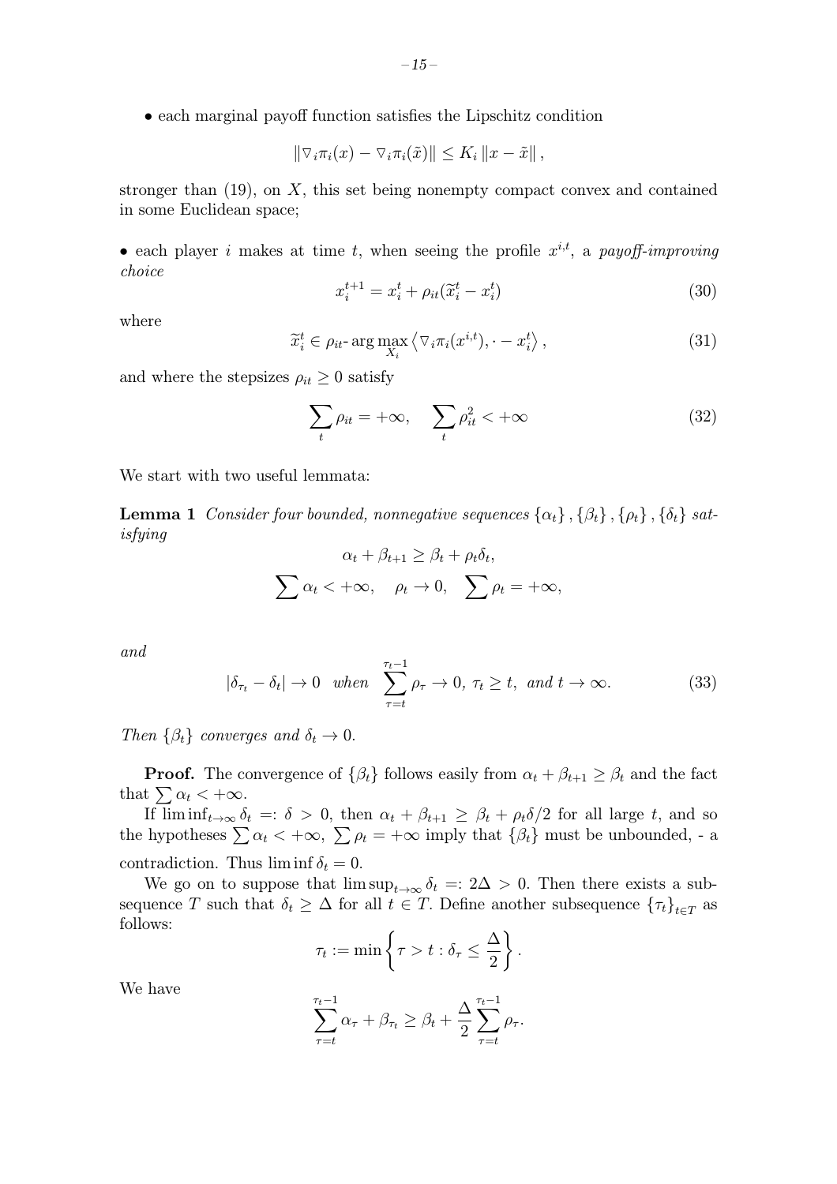• each marginal payoff function satisfies the Lipschitz condition

$$\|\nabla_i \pi_i(x) - \nabla_i \pi_i(\tilde{x})\| \le K_i \|x - \tilde{x}\|,$$

stronger than (19), on $X$, this set being nonempty compact convex and contained in some Euclidean space;

• each player $i$ makes at time $t$, when seeing the profile $x^{i,t}$, a *payoff-improving choice*

$$x_i^{t+1} = x_i^t + \rho_{it}(\widetilde{x}_i^t - x_i^t) \tag{30}$$

where

$$\widetilde{x}_i^t \in \rho_{it}\text{- } \arg\max_{X_i} \left\langle \nabla_i \pi_i(x^{i,t}), \cdot - x_i^t \right\rangle, \tag{31}$$

and where the stepsizes $\rho_{it} \ge 0$ satisfy

$$\sum_t \rho_{it} = +\infty, \quad \sum_t \rho_{it}^2 < +\infty \tag{32}$$

We start with two useful lemmata:

**Lemma 1** *Consider four bounded, nonnegative sequences* $\{\alpha_t\}, \{\beta_t\}, \{\rho_t\}, \{\delta_t\}$ *satisfying*

$$\alpha_t + \beta_{t+1} \ge \beta_t + \rho_t \delta_t,$$

$$\sum \alpha_t < +\infty, \quad \rho_t \to 0, \quad \sum \rho_t = +\infty,$$

*and*

$$|\delta_{\tau_t} - \delta_t| \to 0 \quad when \quad \sum_{\tau=t}^{\tau_t - 1} \rho_\tau \to 0,\ \tau_t \ge t,\ and\ t \to \infty. \tag{33}$$

*Then* $\{\beta_t\}$ *converges and* $\delta_t \to 0$.

**Proof.** The convergence of $\{\beta_t\}$ follows easily from $\alpha_t + \beta_{t+1} \ge \beta_t$ and the fact that $\sum \alpha_t < +\infty$.

If $\liminf_{t\to\infty} \delta_t =: \delta > 0$, then $\alpha_t + \beta_{t+1} \ge \beta_t + \rho_t \delta/2$ for all large $t$, and so the hypotheses $\sum \alpha_t < +\infty$, $\sum \rho_t = +\infty$ imply that $\{\beta_t\}$ must be unbounded, - a contradiction. Thus $\liminf \delta_t = 0$.

We go on to suppose that $\limsup_{t\to\infty} \delta_t =: 2\Delta > 0$. Then there exists a subsequence $T$ such that $\delta_t \ge \Delta$ for all $t \in T$. Define another subsequence $\{\tau_t\}_{t\in T}$ as follows:

$$\tau_t := \min\left\{\tau > t : \delta_\tau \le \frac{\Delta}{2}\right\}.$$

We have

$$\sum_{\tau=t}^{\tau_t - 1} \alpha_\tau + \beta_{\tau_t} \ge \beta_t + \frac{\Delta}{2} \sum_{\tau=t}^{\tau_t - 1} \rho_\tau.$$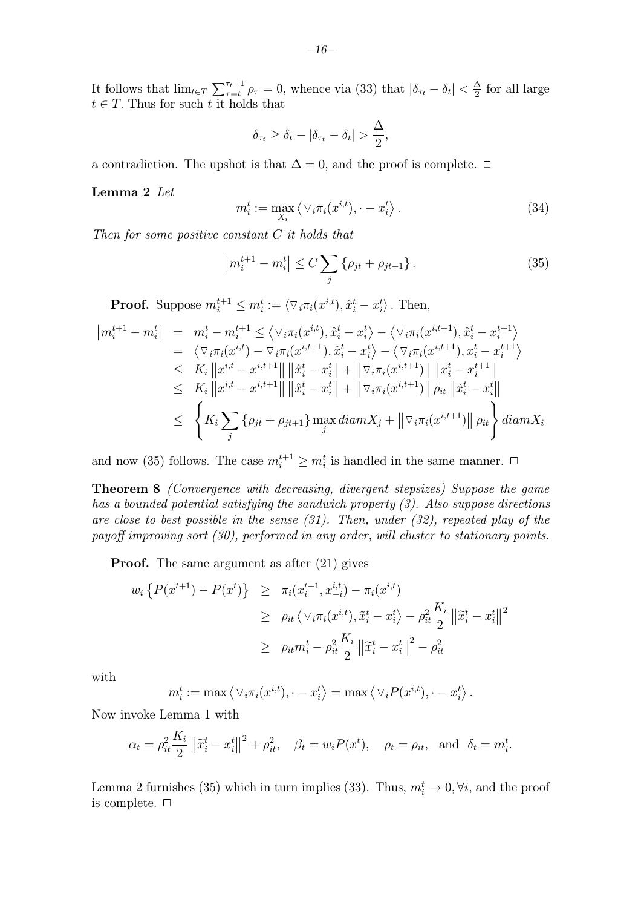It follows that $\lim_{t\in T} \sum_{\tau=t}^{\tau_t - 1} \rho_\tau = 0$, whence via (33) that $|\delta_{\tau_t} - \delta_t| < \frac{\Delta}{2}$ for all large $t \in T$. Thus for such $t$ it holds that

$$\delta_{\tau_t} \geq \delta_t - |\delta_{\tau_t} - \delta_t| > \frac{\Delta}{2},$$

a contradiction. The upshot is that $\Delta = 0$, and the proof is complete. □

**Lemma 2** *Let*

$$m_i^t := \max_{X_i} \left\langle \triangledown_i \pi_i(x^{i,t}), \cdot - x_i^t \right\rangle. \tag{34}$$

*Then for some positive constant $C$ it holds that*

$$\left| m_i^{t+1} - m_i^t \right| \leq C \sum_j \left\{ \rho_{jt} + \rho_{jt+1} \right\}. \tag{35}$$

**Proof.** Suppose $m_i^{t+1} \leq m_i^t := \langle \triangledown_i \pi_i(x^{i,t}), \hat{x}_i^t - x_i^t \rangle$. Then,

$$\begin{aligned}
\left| m_i^{t+1} - m_i^t \right| &= m_i^t - m_i^{t+1} \leq \left\langle \triangledown_i \pi_i(x^{i,t}), \hat{x}_i^t - x_i^t \right\rangle - \left\langle \triangledown_i \pi_i(x^{i,t+1}), \hat{x}_i^t - x_i^{t+1} \right\rangle \\
&= \left\langle \triangledown_i \pi_i(x^{i,t}) - \triangledown_i \pi_i(x^{i,t+1}), \hat{x}_i^t - x_i^t \right\rangle - \left\langle \triangledown_i \pi_i(x^{i,t+1}), x_i^t - x_i^{t+1} \right\rangle \\
&\leq K_i \left\| x^{i,t} - x^{i,t+1} \right\| \left\| \hat{x}_i^t - x_i^t \right\| + \left\| \triangledown_i \pi_i(x^{i,t+1}) \right\| \left\| x_i^t - x_i^{t+1} \right\| \\
&\leq K_i \left\| x^{i,t} - x^{i,t+1} \right\| \left\| \hat{x}_i^t - x_i^t \right\| + \left\| \triangledown_i \pi_i(x^{i,t+1}) \right\| \rho_{it} \left\| \tilde{x}_i^t - x_i^t \right\| \\
&\leq \left\{ K_i \sum_j \left\{ \rho_{jt} + \rho_{jt+1} \right\} \max_j diam X_j + \left\| \triangledown_i \pi_i(x^{i,t+1}) \right\| \rho_{it} \right\} diam X_i
\end{aligned}$$

and now (35) follows. The case $m_i^{t+1} \geq m_i^t$ is handled in the same manner. □

**Theorem 8** *(Convergence with decreasing, divergent stepsizes) Suppose the game has a bounded potential satisfying the sandwich property (3). Also suppose directions are close to best possible in the sense (31). Then, under (32), repeated play of the payoff improving sort (30), performed in any order, will cluster to stationary points.*

**Proof.** The same argument as after (21) gives

$$\begin{aligned}
w_i \left\{ P(x^{t+1}) - P(x^t) \right\} &\geq \pi_i(x_i^{t+1}, x_{-i}^{i,t}) - \pi_i(x^{i,t}) \\
&\geq \rho_{it} \left\langle \triangledown_i \pi_i(x^{i,t}), \tilde{x}_i^t - x_i^t \right\rangle - \rho_{it}^2 \frac{K_i}{2} \left\| \widetilde{x}_i^t - x_i^t \right\|^2 \\
&\geq \rho_{it} m_i^t - \rho_{it}^2 \frac{K_i}{2} \left\| \widetilde{x}_i^t - x_i^t \right\|^2 - \rho_{it}^2
\end{aligned}$$

with

$$m_i^t := \max \left\langle \triangledown_i \pi_i(x^{i,t}), \cdot - x_i^t \right\rangle = \max \left\langle \triangledown_i P(x^{i,t}), \cdot - x_i^t \right\rangle.$$

Now invoke Lemma 1 with

$$\alpha_t = \rho_{it}^2 \frac{K_i}{2} \left\| \widetilde{x}_i^t - x_i^t \right\|^2 + \rho_{it}^2, \quad \beta_t = w_i P(x^t), \quad \rho_t = \rho_{it}, \quad \text{and} \quad \delta_t = m_i^t.$$

Lemma 2 furnishes (35) which in turn implies (33). Thus, $m_i^t \to 0, \forall i$, and the proof is complete. □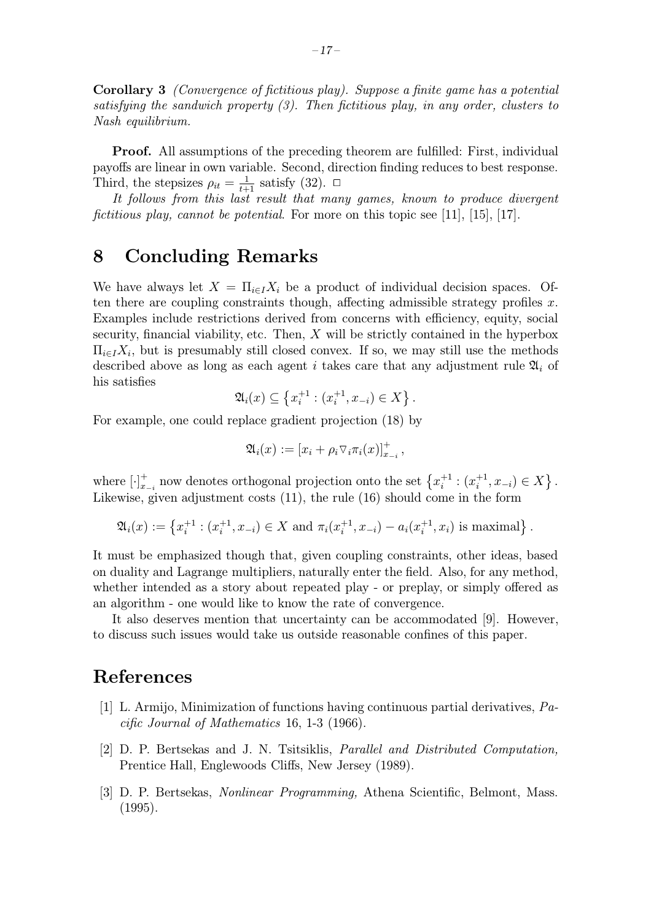**Corollary 3** *(Convergence of fictitious play). Suppose a finite game has a potential satisfying the sandwich property (3). Then fictitious play, in any order, clusters to Nash equilibrium.*

**Proof.** All assumptions of the preceding theorem are fulfilled: First, individual payoffs are linear in own variable. Second, direction finding reduces to best response. Third, the stepsizes $\rho_{it} = \frac{1}{t+1}$ satisfy (32). $\square$

*It follows from this last result that many games, known to produce divergent fictitious play, cannot be potential*. For more on this topic see [11], [15], [17].

# 8 Concluding Remarks

We have always let $X = \Pi_{i \in I} X_i$ be a product of individual decision spaces. Often there are coupling constraints though, affecting admissible strategy profiles $x$. Examples include restrictions derived from concerns with efficiency, equity, social security, financial viability, etc. Then, $X$ will be strictly contained in the hyperbox $\Pi_{i \in I} X_i$, but is presumably still closed convex. If so, we may still use the methods described above as long as each agent $i$ takes care that any adjustment rule $\mathfrak{A}_i$ of his satisfies

$$\mathfrak{A}_i(x) \subseteq \left\{ x_i^{+1} : (x_i^{+1}, x_{-i}) \in X \right\}.$$

For example, one could replace gradient projection (18) by

$$\mathfrak{A}_i(x) := \left[ x_i + \rho_i \triangledown_i \pi_i(x) \right]_{x_{-i}}^+,$$

where $[\cdot]_{x_{-i}}^+$ now denotes orthogonal projection onto the set $\left\{ x_i^{+1} : (x_i^{+1}, x_{-i}) \in X \right\}$. Likewise, given adjustment costs (11), the rule (16) should come in the form

$$\mathfrak{A}_i(x) := \left\{ x_i^{+1} : (x_i^{+1}, x_{-i}) \in X \text{ and } \pi_i(x_i^{+1}, x_{-i}) - a_i(x_i^{+1}, x_i) \text{ is maximal} \right\}.$$

It must be emphasized though that, given coupling constraints, other ideas, based on duality and Lagrange multipliers, naturally enter the field. Also, for any method, whether intended as a story about repeated play - or preplay, or simply offered as an algorithm - one would like to know the rate of convergence.

It also deserves mention that uncertainty can be accommodated [9]. However, to discuss such issues would take us outside reasonable confines of this paper.

# References

[1] L. Armijo, Minimization of functions having continuous partial derivatives, *Pacific Journal of Mathematics* 16, 1-3 (1966).

[2] D. P. Bertsekas and J. N. Tsitsiklis, *Parallel and Distributed Computation,* Prentice Hall, Englewoods Cliffs, New Jersey (1989).

[3] D. P. Bertsekas, *Nonlinear Programming,* Athena Scientific, Belmont, Mass. (1995).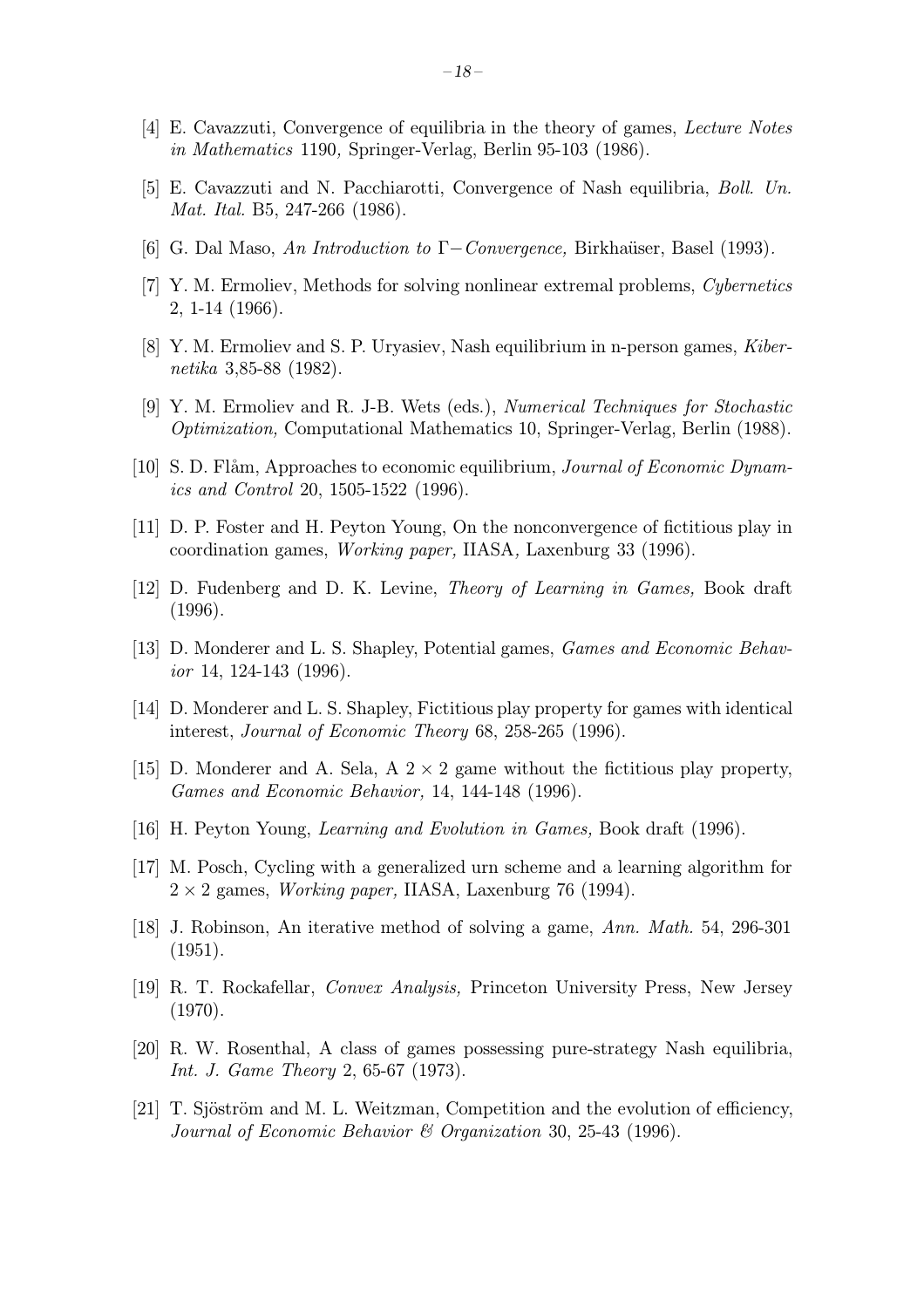[4] E. Cavazzuti, Convergence of equilibria in the theory of games, *Lecture Notes in Mathematics* 1190, Springer-Verlag, Berlin 95-103 (1986).

[5] E. Cavazzuti and N. Pacchiarotti, Convergence of Nash equilibria, *Boll. Un. Mat. Ital.* B5, 247-266 (1986).

[6] G. Dal Maso, *An Introduction to* $\Gamma-$*Convergence,* Birkhaüser, Basel (1993).

[7] Y. M. Ermoliev, Methods for solving nonlinear extremal problems, *Cybernetics* 2, 1-14 (1966).

[8] Y. M. Ermoliev and S. P. Uryasiev, Nash equilibrium in n-person games, *Kibernetika* 3,85-88 (1982).

[9] Y. M. Ermoliev and R. J-B. Wets (eds.), *Numerical Techniques for Stochastic Optimization,* Computational Mathematics 10, Springer-Verlag, Berlin (1988).

[10] S. D. Flåm, Approaches to economic equilibrium, *Journal of Economic Dynamics and Control* 20, 1505-1522 (1996).

[11] D. P. Foster and H. Peyton Young, On the nonconvergence of fictitious play in coordination games, *Working paper,* IIASA*,* Laxenburg 33 (1996).

[12] D. Fudenberg and D. K. Levine, *Theory of Learning in Games,* Book draft (1996).

[13] D. Monderer and L. S. Shapley, Potential games, *Games and Economic Behavior* 14, 124-143 (1996).

[14] D. Monderer and L. S. Shapley, Fictitious play property for games with identical interest, *Journal of Economic Theory* 68, 258-265 (1996).

[15] D. Monderer and A. Sela, A $2 \times 2$ game without the fictitious play property, *Games and Economic Behavior,* 14, 144-148 (1996).

[16] H. Peyton Young, *Learning and Evolution in Games,* Book draft (1996).

[17] M. Posch, Cycling with a generalized urn scheme and a learning algorithm for $2 \times 2$ games, *Working paper,* IIASA, Laxenburg 76 (1994).

[18] J. Robinson, An iterative method of solving a game, *Ann. Math.* 54, 296-301 (1951).

[19] R. T. Rockafellar, *Convex Analysis,* Princeton University Press, New Jersey (1970).

[20] R. W. Rosenthal, A class of games possessing pure-strategy Nash equilibria, *Int. J. Game Theory* 2, 65-67 (1973).

[21] T. Sjöström and M. L. Weitzman, Competition and the evolution of efficiency, *Journal of Economic Behavior & Organization* 30, 25-43 (1996).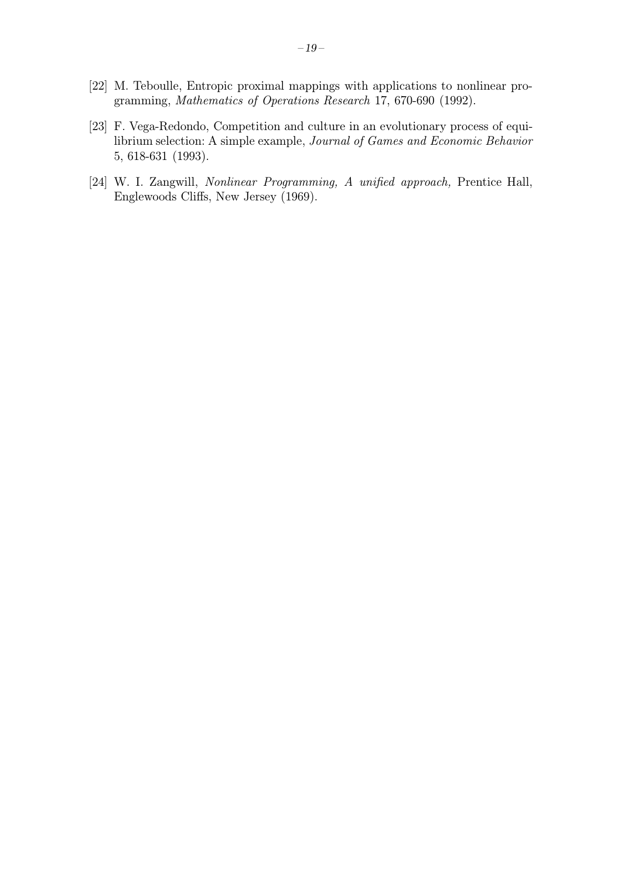[22] M. Teboulle, Entropic proximal mappings with applications to nonlinear programming, *Mathematics of Operations Research* 17, 670-690 (1992).

[23] F. Vega-Redondo, Competition and culture in an evolutionary process of equilibrium selection: A simple example, *Journal of Games and Economic Behavior* 5, 618-631 (1993).

[24] W. I. Zangwill, *Nonlinear Programming, A unified approach,* Prentice Hall, Englewoods Cliffs, New Jersey (1969).